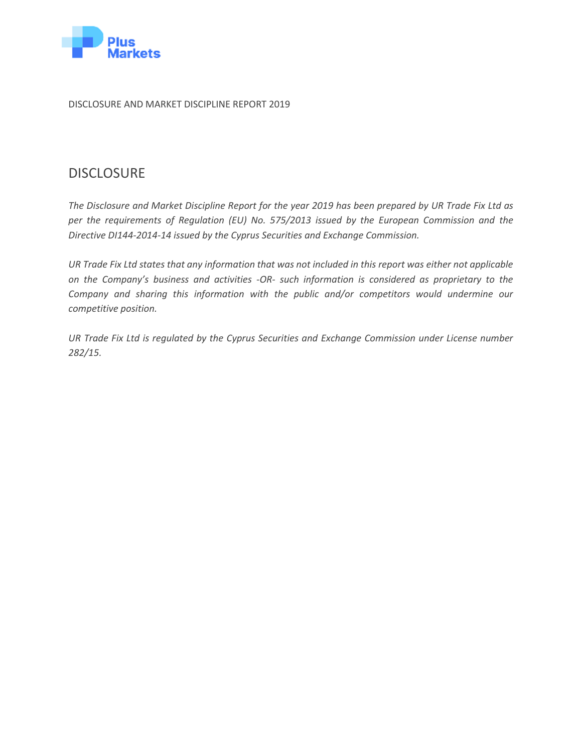DISCLOSURE AND MARKET DISCIPLINE REPORT 2019

# DISCLOSURE

*The Disclosure and Market Discipline Report for the year 2019 has been prepared by UR Trade Fix Ltd as per the requirements of Regulation (EU) No. 575/2013 issued by the European Commission and the Directive DI144-2014-14 issued by the Cyprus Securities and Exchange Commission.*

*UR Trade Fix Ltd states that any information that was not included in this report was either not applicable on the Company's business and activities -OR- such information is considered as proprietary to the Company and sharing this information with the public and/or competitors would undermine our competitive position.*

*UR Trade Fix Ltd is regulated by the Cyprus Securities and Exchange Commission under License number 282/15.*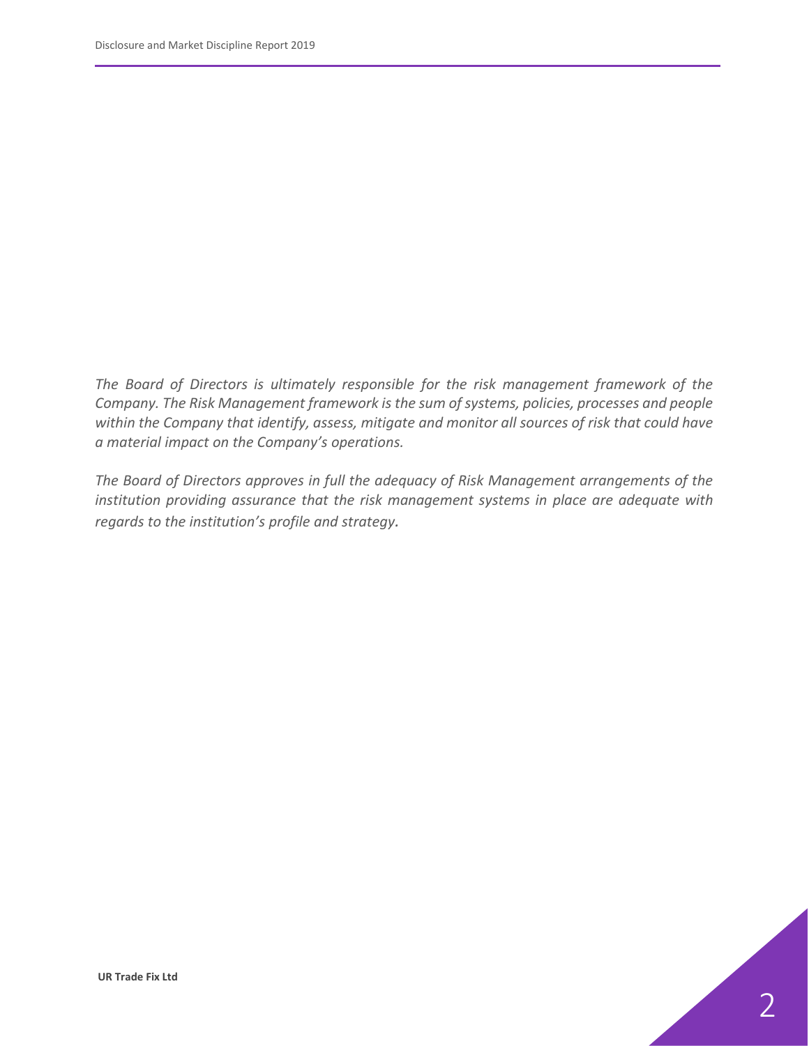*The Board of Directors is ultimately responsible for the risk management framework of the Company. The Risk Management framework is the sum of systems, policies, processes and people within the Company that identify, assess, mitigate and monitor all sources of risk that could have a material impact on the Company's operations.*

*The Board of Directors approves in full the adequacy of Risk Management arrangements of the institution providing assurance that the risk management systems in place are adequate with regards to the institution's profile and strategy.*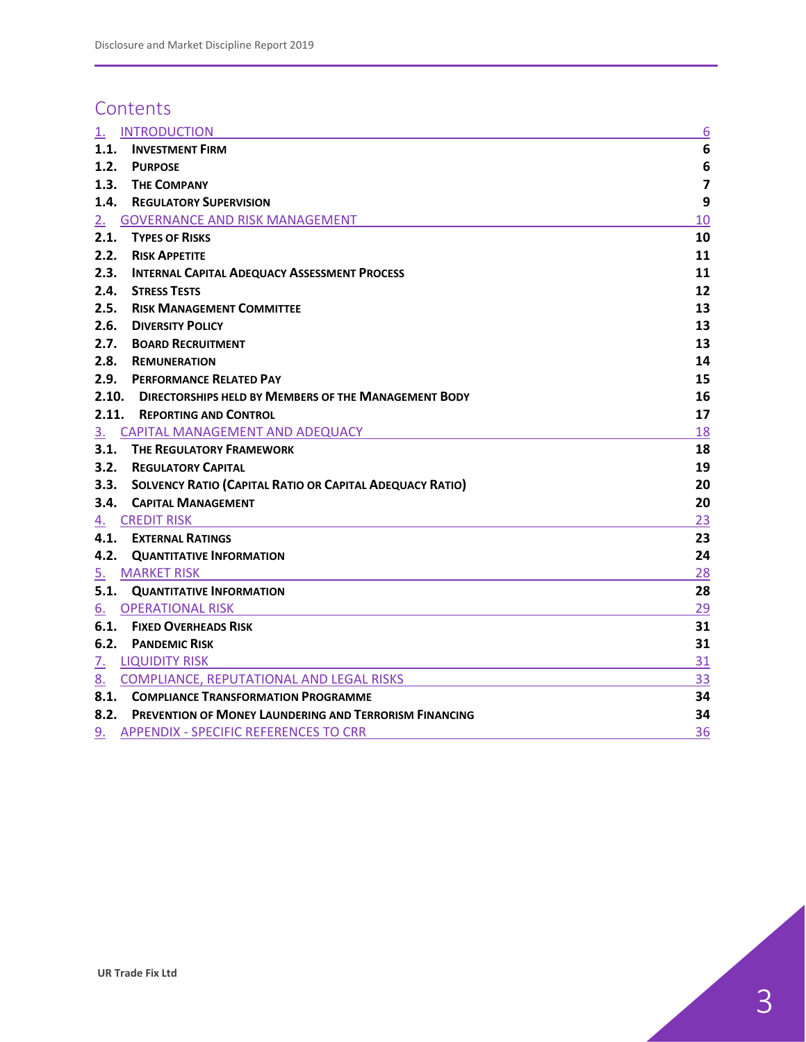# Contents

| | | |
|---|---|---|
| 1. | INTRODUCTION | 6 |
| 1.1. | INVESTMENT FIRM | 6 |
| 1.2. | PURPOSE | 6 |
| 1.3. | THE COMPANY | 7 |
| 1.4. | REGULATORY SUPERVISION | 9 |
| 2. | GOVERNANCE AND RISK MANAGEMENT | 10 |
| 2.1. | TYPES OF RISKS | 10 |
| 2.2. | RISK APPETITE | 11 |
| 2.3. | INTERNAL CAPITAL ADEQUACY ASSESSMENT PROCESS | 11 |
| 2.4. | STRESS TESTS | 12 |
| 2.5. | RISK MANAGEMENT COMMITTEE | 13 |
| 2.6. | DIVERSITY POLICY | 13 |
| 2.7. | BOARD RECRUITMENT | 13 |
| 2.8. | REMUNERATION | 14 |
| 2.9. | PERFORMANCE RELATED PAY | 15 |
| 2.10. | DIRECTORSHIPS HELD BY MEMBERS OF THE MANAGEMENT BODY | 16 |
| 2.11. | REPORTING AND CONTROL | 17 |
| 3. | CAPITAL MANAGEMENT AND ADEQUACY | 18 |
| 3.1. | THE REGULATORY FRAMEWORK | 18 |
| 3.2. | REGULATORY CAPITAL | 19 |
| 3.3. | SOLVENCY RATIO (CAPITAL RATIO OR CAPITAL ADEQUACY RATIO) | 20 |
| 3.4. | CAPITAL MANAGEMENT | 20 |
| 4. | CREDIT RISK | 23 |
| 4.1. | EXTERNAL RATINGS | 23 |
| 4.2. | QUANTITATIVE INFORMATION | 24 |
| 5. | MARKET RISK | 28 |
| 5.1. | QUANTITATIVE INFORMATION | 28 |
| 6. | OPERATIONAL RISK | 29 |
| 6.1. | FIXED OVERHEADS RISK | 31 |
| 6.2. | PANDEMIC RISK | 31 |
| 7. | LIQUIDITY RISK | 31 |
| 8. | COMPLIANCE, REPUTATIONAL AND LEGAL RISKS | 33 |
| 8.1. | COMPLIANCE TRANSFORMATION PROGRAMME | 34 |
| 8.2. | PREVENTION OF MONEY LAUNDERING AND TERRORISM FINANCING | 34 |
| 9. | APPENDIX - SPECIFIC REFERENCES TO CRR | 36 |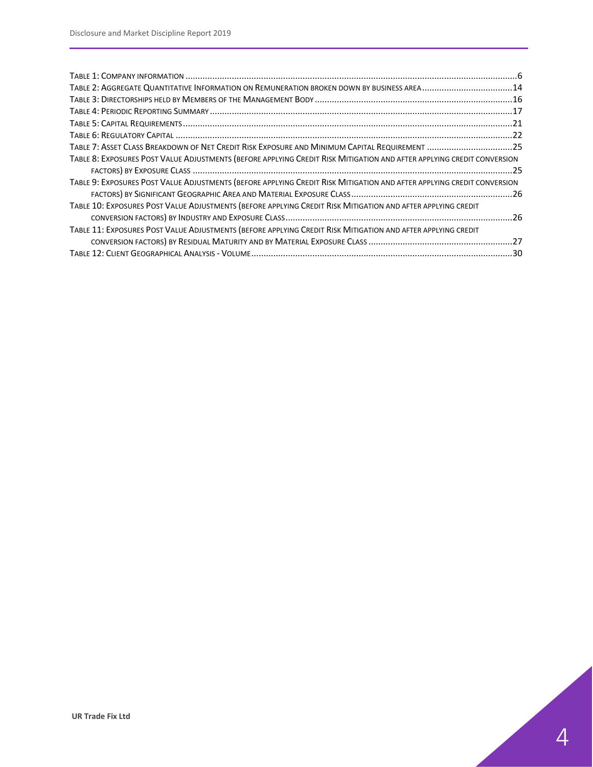Table 1: Company information ....................................................................................................................................6
Table 2: Aggregate Quantitative Information on Remuneration broken down by business area .....................................14
Table 3: Directorships held by Members of the Management Body ................................................................................16
Table 4: Periodic Reporting Summary ..............................................................................................................................17
Table 5: Capital Requirements ..........................................................................................................................................21
Table 6: Regulatory Capital ...............................................................................................................................................22
Table 7: Asset Class Breakdown of Net Credit Risk Exposure and Minimum Capital Requirement ...................................25
Table 8: Exposures Post Value Adjustments (before applying Credit Risk Mitigation and after applying credit conversion factors) by Exposure Class ..........................................................................................................................................25
Table 9: Exposures Post Value Adjustments (before applying Credit Risk Mitigation and after applying credit conversion factors) by Significant Geographic Area and Material Exposure Class .................................................................26
Table 10: Exposures Post Value Adjustments (before applying Credit Risk Mitigation and after applying credit conversion factors) by Industry and Exposure Class .............................................................................................26
Table 11: Exposures Post Value Adjustments (before applying Credit Risk Mitigation and after applying credit conversion factors) by Residual Maturity and by Material Exposure Class ...........................................................27
Table 12: Client Geographical Analysis - Volume ...............................................................................................................30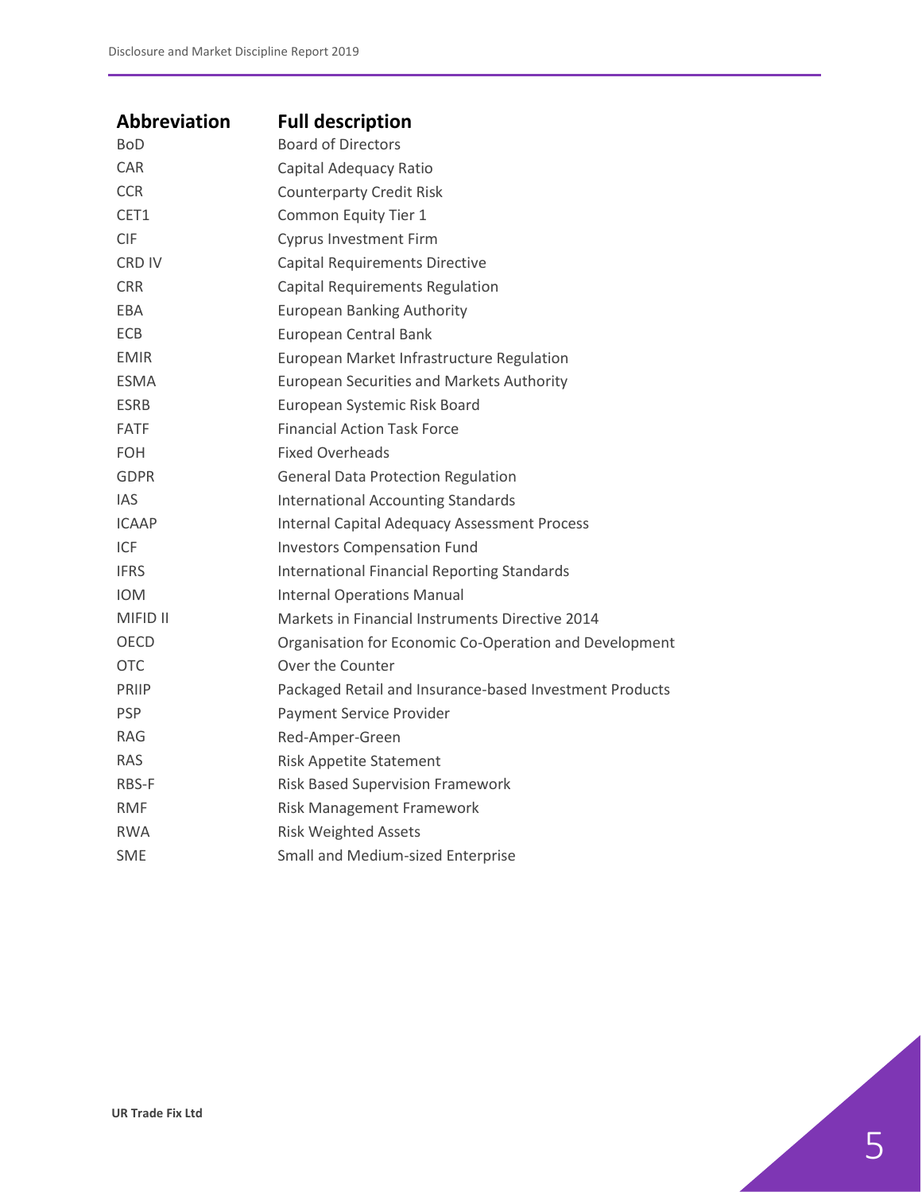| Abbreviation | Full description |
| --- | --- |
| BoD | Board of Directors |
| CAR | Capital Adequacy Ratio |
| CCR | Counterparty Credit Risk |
| CET1 | Common Equity Tier 1 |
| CIF | Cyprus Investment Firm |
| CRD IV | Capital Requirements Directive |
| CRR | Capital Requirements Regulation |
| EBA | European Banking Authority |
| ECB | European Central Bank |
| EMIR | European Market Infrastructure Regulation |
| ESMA | European Securities and Markets Authority |
| ESRB | European Systemic Risk Board |
| FATF | Financial Action Task Force |
| FOH | Fixed Overheads |
| GDPR | General Data Protection Regulation |
| IAS | International Accounting Standards |
| ICAAP | Internal Capital Adequacy Assessment Process |
| ICF | Investors Compensation Fund |
| IFRS | International Financial Reporting Standards |
| IOM | Internal Operations Manual |
| MIFID II | Markets in Financial Instruments Directive 2014 |
| OECD | Organisation for Economic Co-Operation and Development |
| OTC | Over the Counter |
| PRIIP | Packaged Retail and Insurance-based Investment Products |
| PSP | Payment Service Provider |
| RAG | Red-Amper-Green |
| RAS | Risk Appetite Statement |
| RBS-F | Risk Based Supervision Framework |
| RMF | Risk Management Framework |
| RWA | Risk Weighted Assets |
| SME | Small and Medium-sized Enterprise |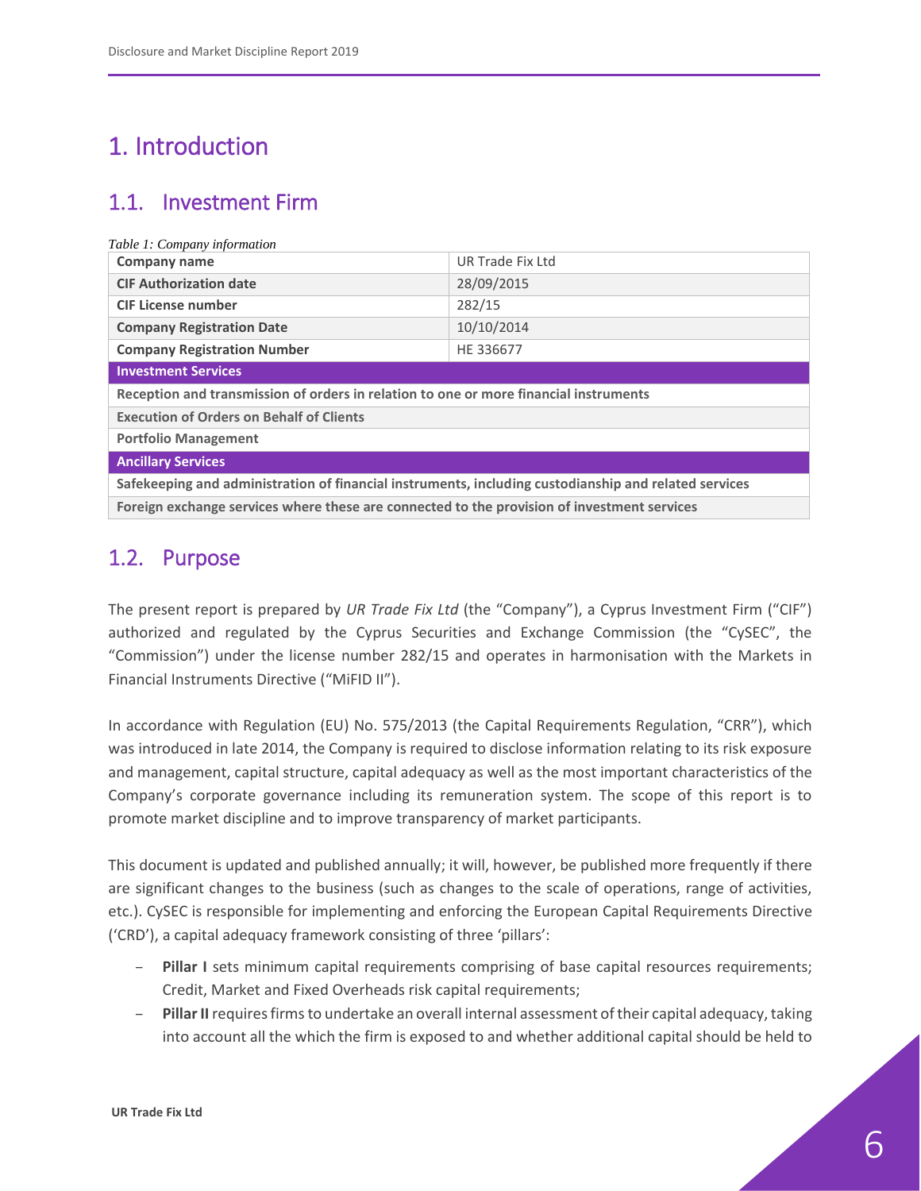# 1. Introduction

## 1.1. Investment Firm

*Table 1: Company information*

| Company name | UR Trade Fix Ltd |
|---|---|
| **CIF Authorization date** | 28/09/2015 |
| **CIF License number** | 282/15 |
| **Company Registration Date** | 10/10/2014 |
| **Company Registration Number** | HE 336677 |
| **Investment Services** | |
| **Reception and transmission of orders in relation to one or more financial instruments** | |
| **Execution of Orders on Behalf of Clients** | |
| **Portfolio Management** | |
| **Ancillary Services** | |
| **Safekeeping and administration of financial instruments, including custodianship and related services** | |
| **Foreign exchange services where these are connected to the provision of investment services** | |

## 1.2. Purpose

The present report is prepared by *UR Trade Fix Ltd* (the "Company"), a Cyprus Investment Firm ("CIF") authorized and regulated by the Cyprus Securities and Exchange Commission (the "CySEC", the "Commission") under the license number 282/15 and operates in harmonisation with the Markets in Financial Instruments Directive ("MiFID II").

In accordance with Regulation (EU) No. 575/2013 (the Capital Requirements Regulation, "CRR"), which was introduced in late 2014, the Company is required to disclose information relating to its risk exposure and management, capital structure, capital adequacy as well as the most important characteristics of the Company's corporate governance including its remuneration system. The scope of this report is to promote market discipline and to improve transparency of market participants.

This document is updated and published annually; it will, however, be published more frequently if there are significant changes to the business (such as changes to the scale of operations, range of activities, etc.). CySEC is responsible for implementing and enforcing the European Capital Requirements Directive ('CRD'), a capital adequacy framework consisting of three 'pillars':

- **Pillar I** sets minimum capital requirements comprising of base capital resources requirements; Credit, Market and Fixed Overheads risk capital requirements;
- **Pillar II** requires firms to undertake an overall internal assessment of their capital adequacy, taking into account all the which the firm is exposed to and whether additional capital should be held to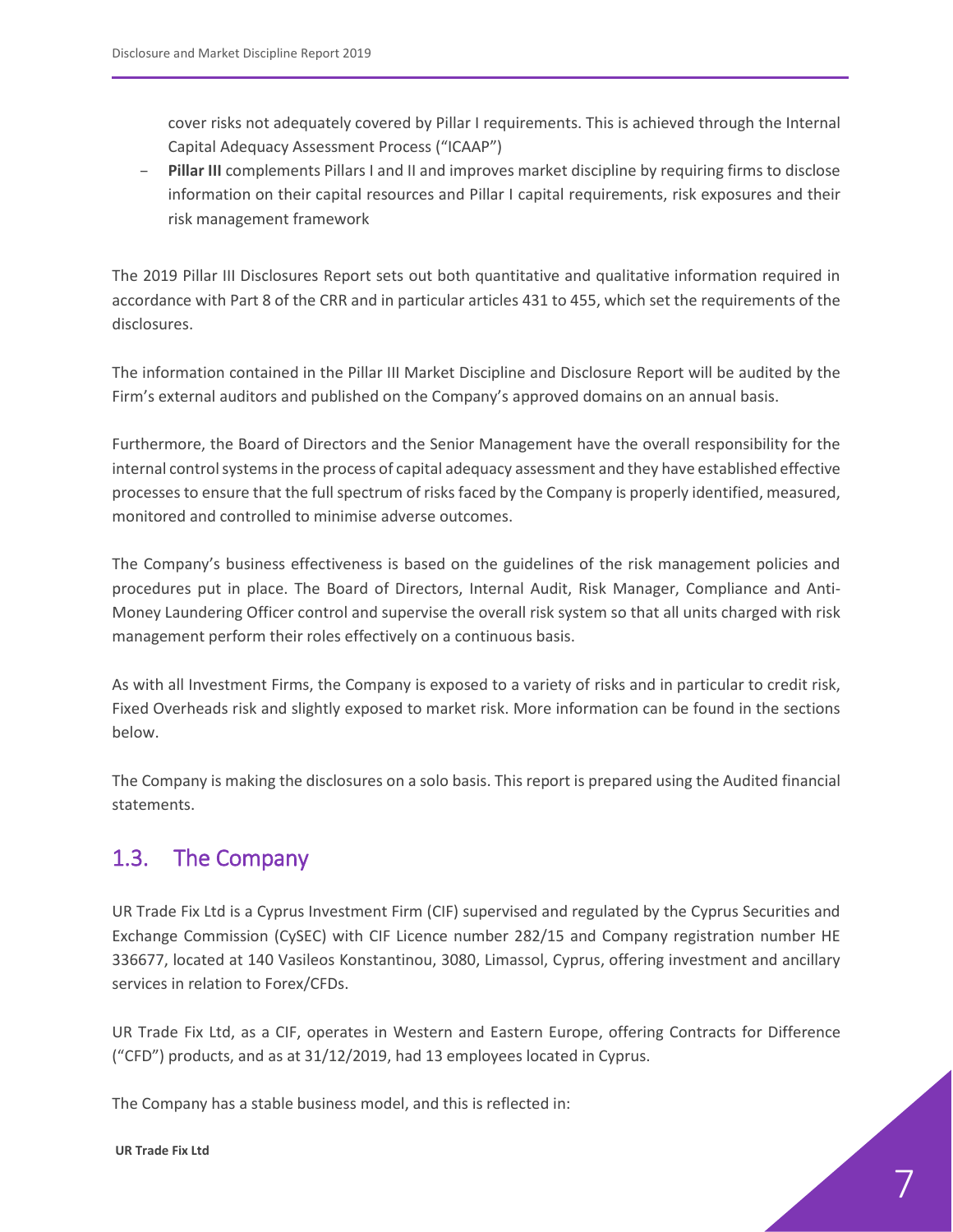cover risks not adequately covered by Pillar I requirements. This is achieved through the Internal Capital Adequacy Assessment Process ("ICAAP")

- **Pillar III** complements Pillars I and II and improves market discipline by requiring firms to disclose information on their capital resources and Pillar I capital requirements, risk exposures and their risk management framework

The 2019 Pillar III Disclosures Report sets out both quantitative and qualitative information required in accordance with Part 8 of the CRR and in particular articles 431 to 455, which set the requirements of the disclosures.

The information contained in the Pillar III Market Discipline and Disclosure Report will be audited by the Firm's external auditors and published on the Company's approved domains on an annual basis.

Furthermore, the Board of Directors and the Senior Management have the overall responsibility for the internal control systems in the process of capital adequacy assessment and they have established effective processes to ensure that the full spectrum of risks faced by the Company is properly identified, measured, monitored and controlled to minimise adverse outcomes.

The Company's business effectiveness is based on the guidelines of the risk management policies and procedures put in place. The Board of Directors, Internal Audit, Risk Manager, Compliance and Anti-Money Laundering Officer control and supervise the overall risk system so that all units charged with risk management perform their roles effectively on a continuous basis.

As with all Investment Firms, the Company is exposed to a variety of risks and in particular to credit risk, Fixed Overheads risk and slightly exposed to market risk. More information can be found in the sections below.

The Company is making the disclosures on a solo basis. This report is prepared using the Audited financial statements.

## 1.3. The Company

UR Trade Fix Ltd is a Cyprus Investment Firm (CIF) supervised and regulated by the Cyprus Securities and Exchange Commission (CySEC) with CIF Licence number 282/15 and Company registration number HE 336677, located at 140 Vasileos Konstantinou, 3080, Limassol, Cyprus, offering investment and ancillary services in relation to Forex/CFDs.

UR Trade Fix Ltd, as a CIF, operates in Western and Eastern Europe, offering Contracts for Difference ("CFD") products, and as at 31/12/2019, had 13 employees located in Cyprus.

The Company has a stable business model, and this is reflected in: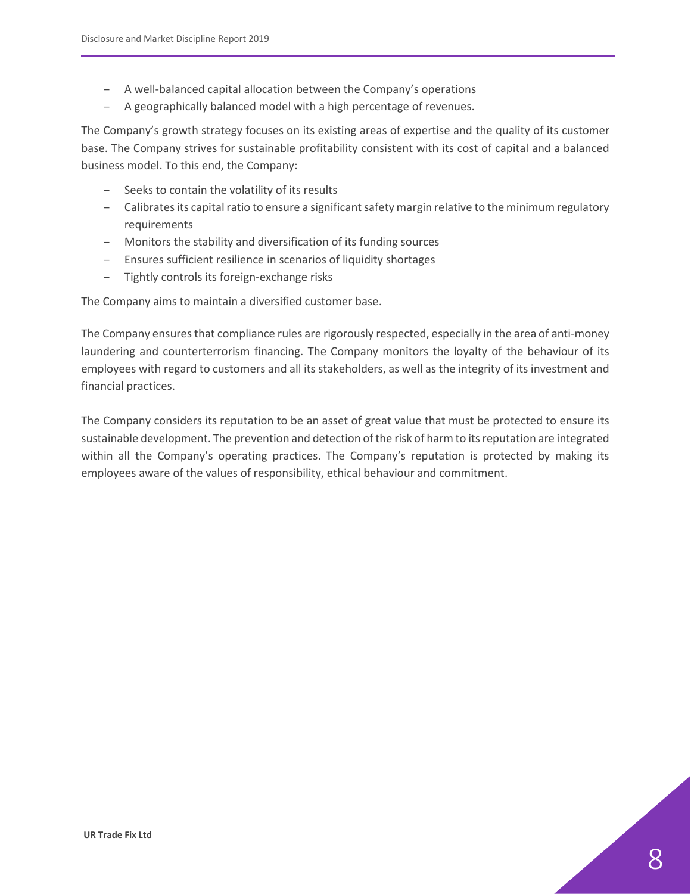- A well-balanced capital allocation between the Company's operations
- A geographically balanced model with a high percentage of revenues.

The Company's growth strategy focuses on its existing areas of expertise and the quality of its customer base. The Company strives for sustainable profitability consistent with its cost of capital and a balanced business model. To this end, the Company:

- Seeks to contain the volatility of its results
- Calibrates its capital ratio to ensure a significant safety margin relative to the minimum regulatory requirements
- Monitors the stability and diversification of its funding sources
- Ensures sufficient resilience in scenarios of liquidity shortages
- Tightly controls its foreign-exchange risks

The Company aims to maintain a diversified customer base.

The Company ensures that compliance rules are rigorously respected, especially in the area of anti-money laundering and counterterrorism financing. The Company monitors the loyalty of the behaviour of its employees with regard to customers and all its stakeholders, as well as the integrity of its investment and financial practices.

The Company considers its reputation to be an asset of great value that must be protected to ensure its sustainable development. The prevention and detection of the risk of harm to its reputation are integrated within all the Company's operating practices. The Company's reputation is protected by making its employees aware of the values of responsibility, ethical behaviour and commitment.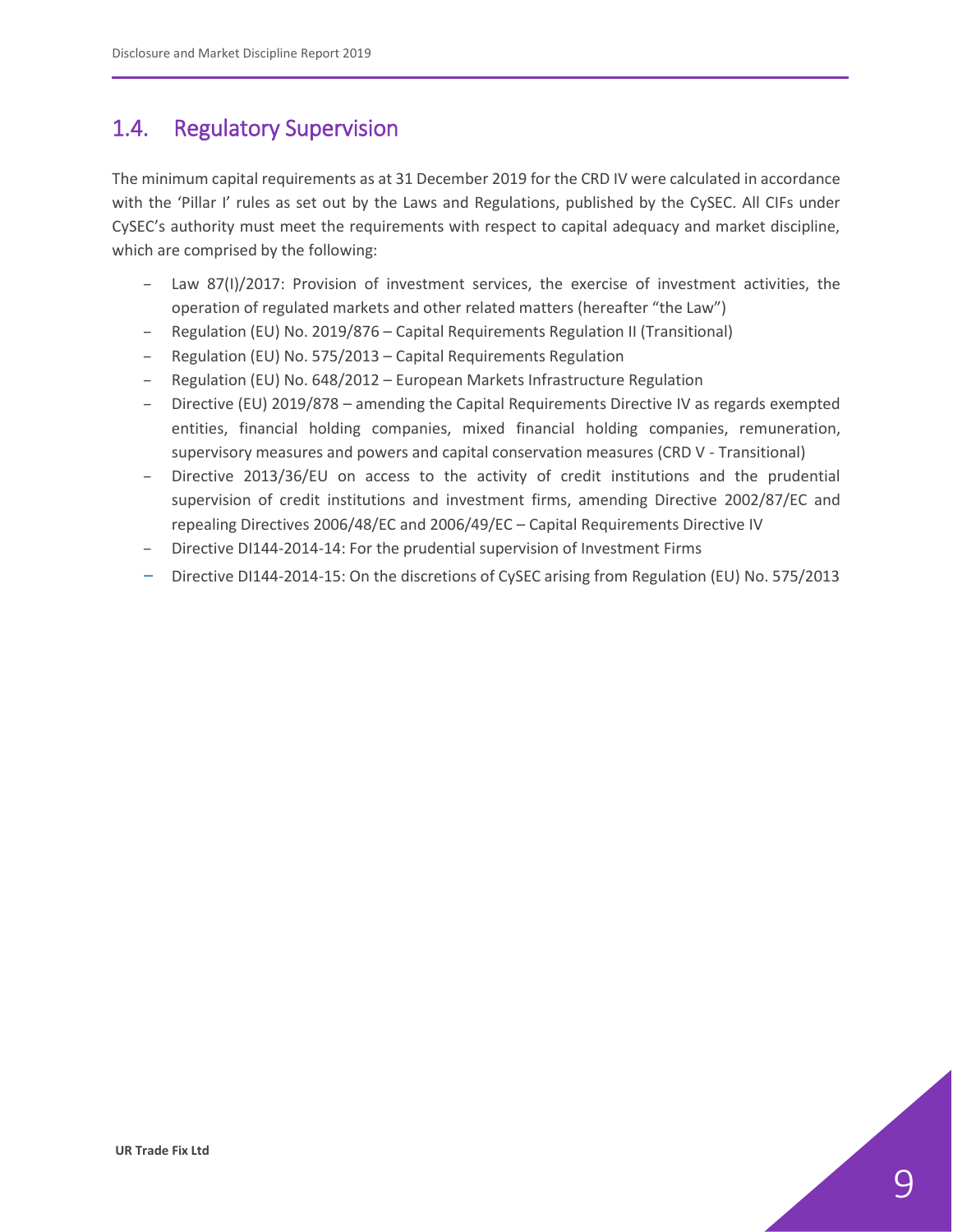## 1.4. Regulatory Supervision

The minimum capital requirements as at 31 December 2019 for the CRD IV were calculated in accordance with the 'Pillar I' rules as set out by the Laws and Regulations, published by the CySEC. All CIFs under CySEC's authority must meet the requirements with respect to capital adequacy and market discipline, which are comprised by the following:

- Law 87(I)/2017: Provision of investment services, the exercise of investment activities, the operation of regulated markets and other related matters (hereafter "the Law")
- Regulation (EU) No. 2019/876 – Capital Requirements Regulation II (Transitional)
- Regulation (EU) No. 575/2013 – Capital Requirements Regulation
- Regulation (EU) No. 648/2012 – European Markets Infrastructure Regulation
- Directive (EU) 2019/878 – amending the Capital Requirements Directive IV as regards exempted entities, financial holding companies, mixed financial holding companies, remuneration, supervisory measures and powers and capital conservation measures (CRD V - Transitional)
- Directive 2013/36/EU on access to the activity of credit institutions and the prudential supervision of credit institutions and investment firms, amending Directive 2002/87/EC and repealing Directives 2006/48/EC and 2006/49/EC – Capital Requirements Directive IV
- Directive DI144-2014-14: For the prudential supervision of Investment Firms
- Directive DI144-2014-15: On the discretions of CySEC arising from Regulation (EU) No. 575/2013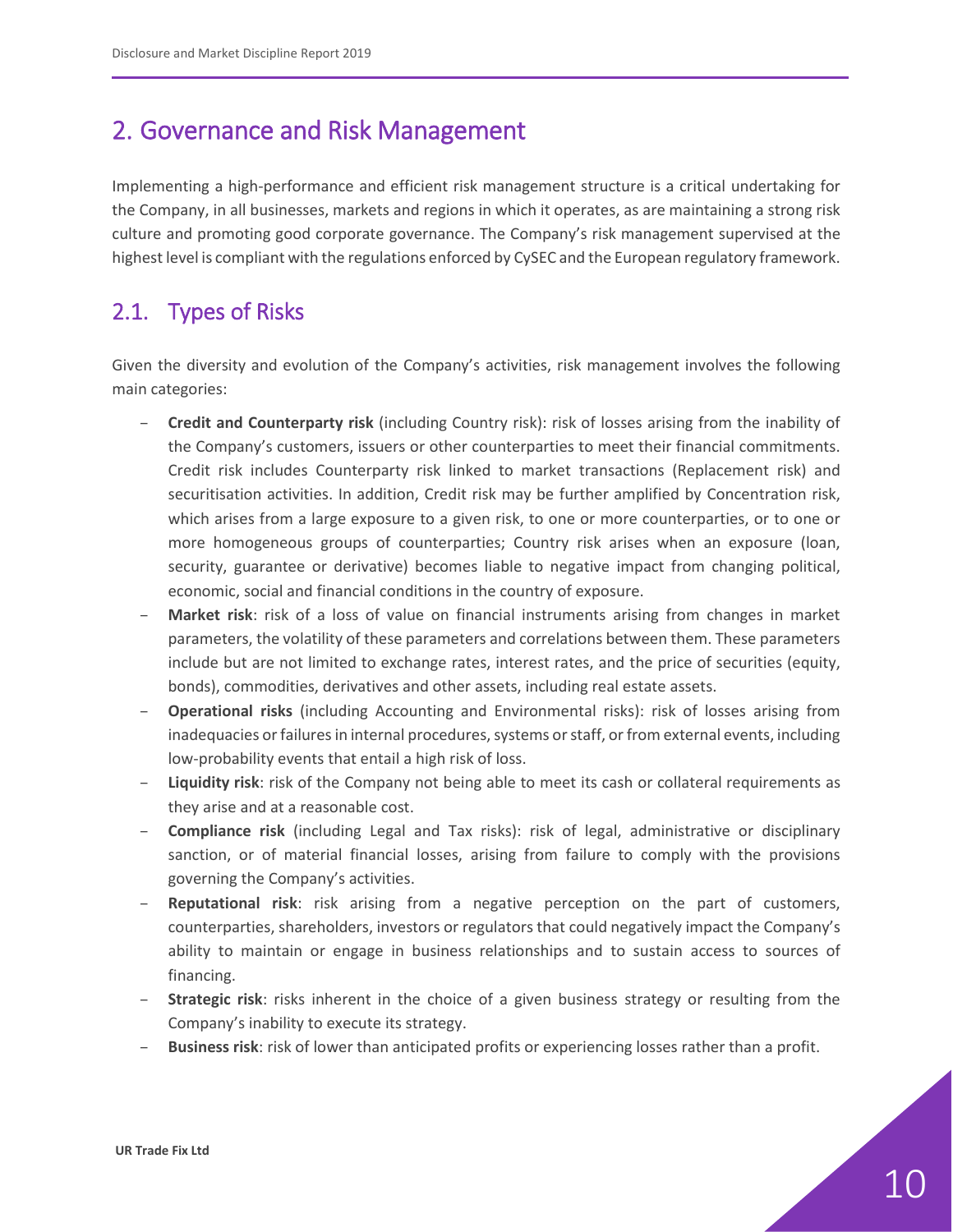# 2. Governance and Risk Management

Implementing a high-performance and efficient risk management structure is a critical undertaking for the Company, in all businesses, markets and regions in which it operates, as are maintaining a strong risk culture and promoting good corporate governance. The Company's risk management supervised at the highest level is compliant with the regulations enforced by CySEC and the European regulatory framework.

## 2.1. Types of Risks

Given the diversity and evolution of the Company's activities, risk management involves the following main categories:

- **Credit and Counterparty risk** (including Country risk): risk of losses arising from the inability of the Company's customers, issuers or other counterparties to meet their financial commitments. Credit risk includes Counterparty risk linked to market transactions (Replacement risk) and securitisation activities. In addition, Credit risk may be further amplified by Concentration risk, which arises from a large exposure to a given risk, to one or more counterparties, or to one or more homogeneous groups of counterparties; Country risk arises when an exposure (loan, security, guarantee or derivative) becomes liable to negative impact from changing political, economic, social and financial conditions in the country of exposure.
- **Market risk**: risk of a loss of value on financial instruments arising from changes in market parameters, the volatility of these parameters and correlations between them. These parameters include but are not limited to exchange rates, interest rates, and the price of securities (equity, bonds), commodities, derivatives and other assets, including real estate assets.
- **Operational risks** (including Accounting and Environmental risks): risk of losses arising from inadequacies or failures in internal procedures, systems or staff, or from external events, including low-probability events that entail a high risk of loss.
- **Liquidity risk**: risk of the Company not being able to meet its cash or collateral requirements as they arise and at a reasonable cost.
- **Compliance risk** (including Legal and Tax risks): risk of legal, administrative or disciplinary sanction, or of material financial losses, arising from failure to comply with the provisions governing the Company's activities.
- **Reputational risk**: risk arising from a negative perception on the part of customers, counterparties, shareholders, investors or regulators that could negatively impact the Company's ability to maintain or engage in business relationships and to sustain access to sources of financing.
- **Strategic risk**: risks inherent in the choice of a given business strategy or resulting from the Company's inability to execute its strategy.
- **Business risk**: risk of lower than anticipated profits or experiencing losses rather than a profit.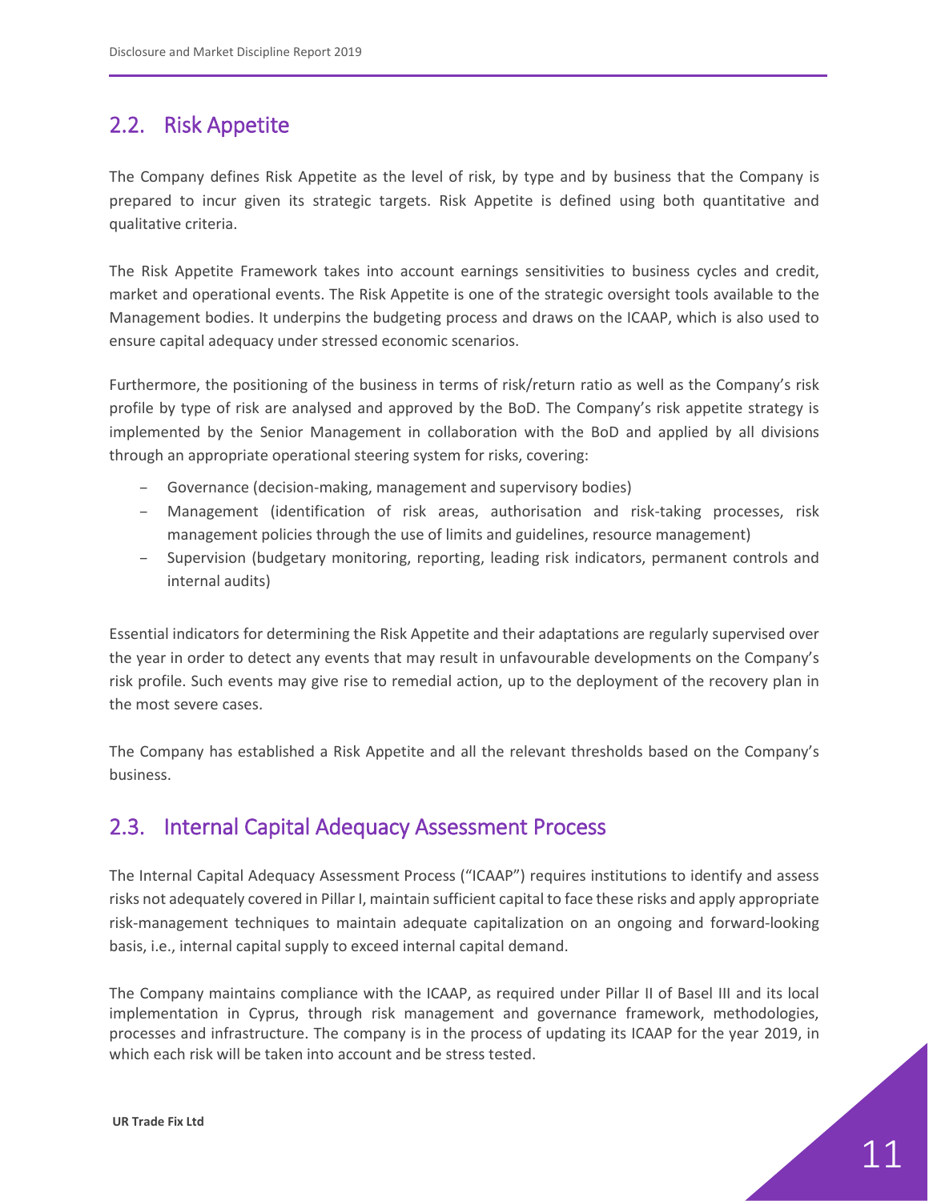## 2.2. Risk Appetite

The Company defines Risk Appetite as the level of risk, by type and by business that the Company is prepared to incur given its strategic targets. Risk Appetite is defined using both quantitative and qualitative criteria.

The Risk Appetite Framework takes into account earnings sensitivities to business cycles and credit, market and operational events. The Risk Appetite is one of the strategic oversight tools available to the Management bodies. It underpins the budgeting process and draws on the ICAAP, which is also used to ensure capital adequacy under stressed economic scenarios.

Furthermore, the positioning of the business in terms of risk/return ratio as well as the Company's risk profile by type of risk are analysed and approved by the BoD. The Company's risk appetite strategy is implemented by the Senior Management in collaboration with the BoD and applied by all divisions through an appropriate operational steering system for risks, covering:

- Governance (decision-making, management and supervisory bodies)
- Management (identification of risk areas, authorisation and risk-taking processes, risk management policies through the use of limits and guidelines, resource management)
- Supervision (budgetary monitoring, reporting, leading risk indicators, permanent controls and internal audits)

Essential indicators for determining the Risk Appetite and their adaptations are regularly supervised over the year in order to detect any events that may result in unfavourable developments on the Company's risk profile. Such events may give rise to remedial action, up to the deployment of the recovery plan in the most severe cases.

The Company has established a Risk Appetite and all the relevant thresholds based on the Company's business.

## 2.3. Internal Capital Adequacy Assessment Process

The Internal Capital Adequacy Assessment Process ("ICAAP") requires institutions to identify and assess risks not adequately covered in Pillar I, maintain sufficient capital to face these risks and apply appropriate risk-management techniques to maintain adequate capitalization on an ongoing and forward-looking basis, i.e., internal capital supply to exceed internal capital demand.

The Company maintains compliance with the ICAAP, as required under Pillar II of Basel III and its local implementation in Cyprus, through risk management and governance framework, methodologies, processes and infrastructure. The company is in the process of updating its ICAAP for the year 2019, in which each risk will be taken into account and be stress tested.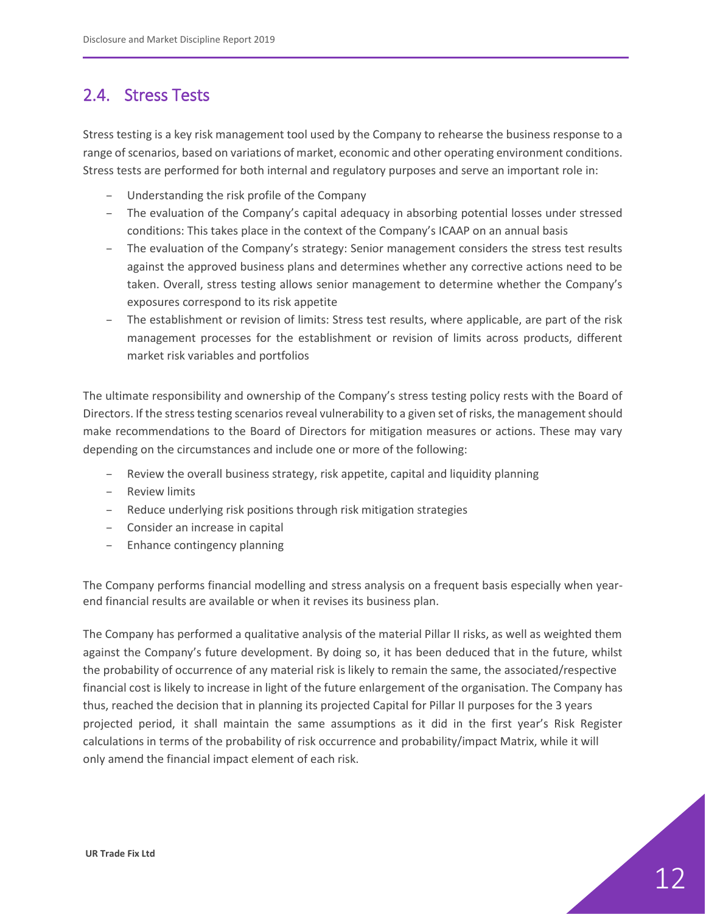## 2.4. Stress Tests

Stress testing is a key risk management tool used by the Company to rehearse the business response to a range of scenarios, based on variations of market, economic and other operating environment conditions. Stress tests are performed for both internal and regulatory purposes and serve an important role in:

- Understanding the risk profile of the Company
- The evaluation of the Company's capital adequacy in absorbing potential losses under stressed conditions: This takes place in the context of the Company's ICAAP on an annual basis
- The evaluation of the Company's strategy: Senior management considers the stress test results against the approved business plans and determines whether any corrective actions need to be taken. Overall, stress testing allows senior management to determine whether the Company's exposures correspond to its risk appetite
- The establishment or revision of limits: Stress test results, where applicable, are part of the risk management processes for the establishment or revision of limits across products, different market risk variables and portfolios

The ultimate responsibility and ownership of the Company's stress testing policy rests with the Board of Directors. If the stress testing scenarios reveal vulnerability to a given set of risks, the management should make recommendations to the Board of Directors for mitigation measures or actions. These may vary depending on the circumstances and include one or more of the following:

- Review the overall business strategy, risk appetite, capital and liquidity planning
- Review limits
- Reduce underlying risk positions through risk mitigation strategies
- Consider an increase in capital
- Enhance contingency planning

The Company performs financial modelling and stress analysis on a frequent basis especially when year-end financial results are available or when it revises its business plan.

The Company has performed a qualitative analysis of the material Pillar II risks, as well as weighted them against the Company's future development. By doing so, it has been deduced that in the future, whilst the probability of occurrence of any material risk is likely to remain the same, the associated/respective financial cost is likely to increase in light of the future enlargement of the organisation. The Company has thus, reached the decision that in planning its projected Capital for Pillar II purposes for the 3 years projected period, it shall maintain the same assumptions as it did in the first year's Risk Register calculations in terms of the probability of risk occurrence and probability/impact Matrix, while it will only amend the financial impact element of each risk.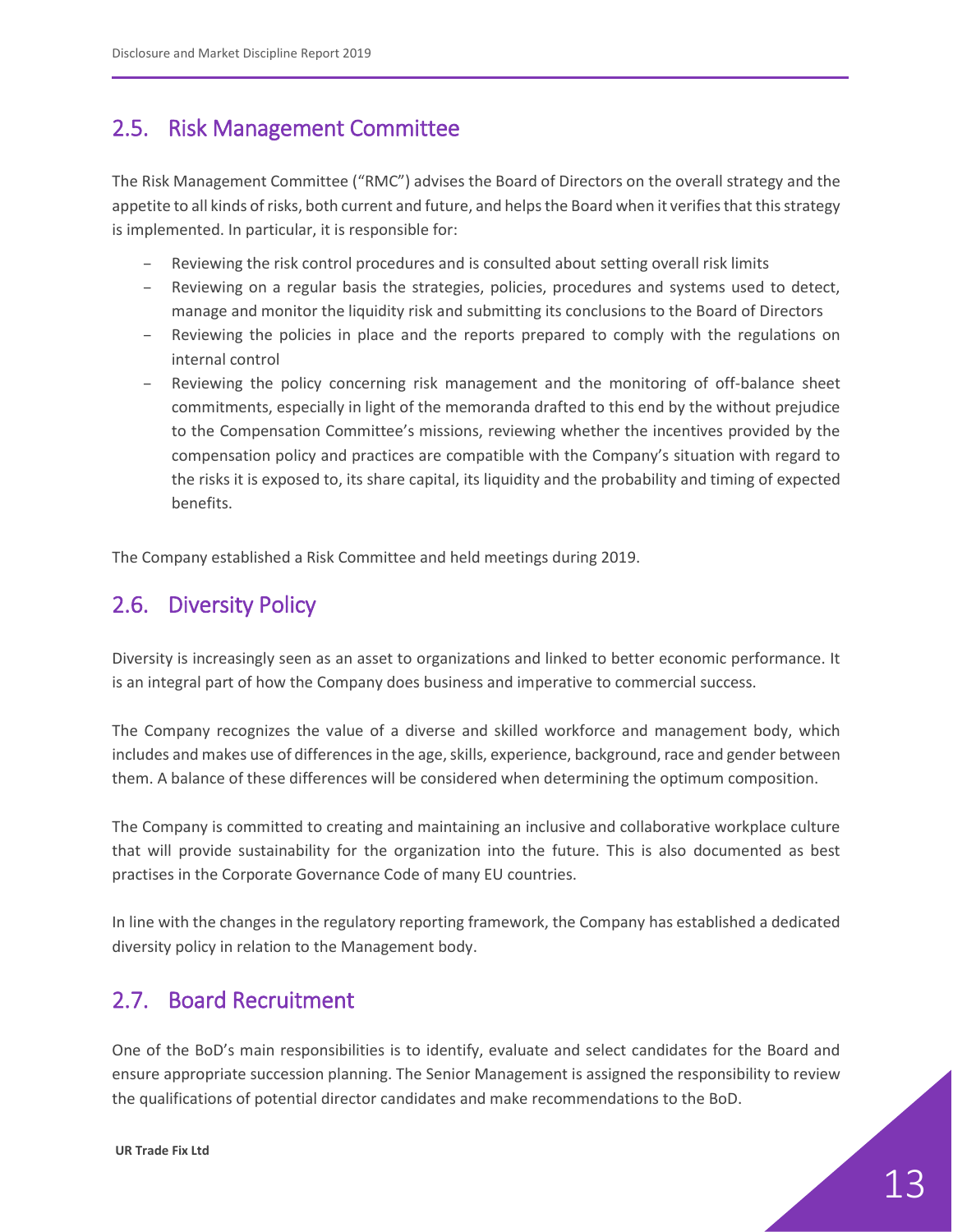## 2.5. Risk Management Committee

The Risk Management Committee ("RMC") advises the Board of Directors on the overall strategy and the appetite to all kinds of risks, both current and future, and helps the Board when it verifies that this strategy is implemented. In particular, it is responsible for:

- Reviewing the risk control procedures and is consulted about setting overall risk limits
- Reviewing on a regular basis the strategies, policies, procedures and systems used to detect, manage and monitor the liquidity risk and submitting its conclusions to the Board of Directors
- Reviewing the policies in place and the reports prepared to comply with the regulations on internal control
- Reviewing the policy concerning risk management and the monitoring of off-balance sheet commitments, especially in light of the memoranda drafted to this end by the without prejudice to the Compensation Committee's missions, reviewing whether the incentives provided by the compensation policy and practices are compatible with the Company's situation with regard to the risks it is exposed to, its share capital, its liquidity and the probability and timing of expected benefits.

The Company established a Risk Committee and held meetings during 2019.

## 2.6. Diversity Policy

Diversity is increasingly seen as an asset to organizations and linked to better economic performance. It is an integral part of how the Company does business and imperative to commercial success.

The Company recognizes the value of a diverse and skilled workforce and management body, which includes and makes use of differences in the age, skills, experience, background, race and gender between them. A balance of these differences will be considered when determining the optimum composition.

The Company is committed to creating and maintaining an inclusive and collaborative workplace culture that will provide sustainability for the organization into the future. This is also documented as best practises in the Corporate Governance Code of many EU countries.

In line with the changes in the regulatory reporting framework, the Company has established a dedicated diversity policy in relation to the Management body.

## 2.7. Board Recruitment

One of the BoD's main responsibilities is to identify, evaluate and select candidates for the Board and ensure appropriate succession planning. The Senior Management is assigned the responsibility to review the qualifications of potential director candidates and make recommendations to the BoD.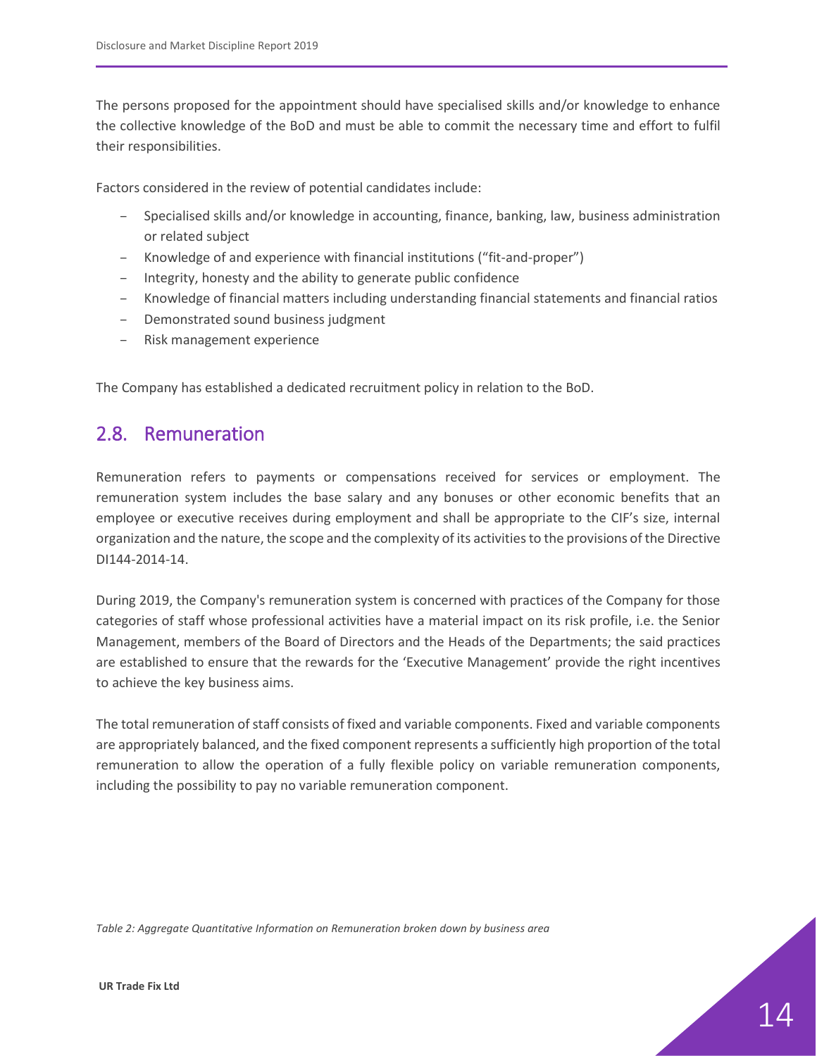The persons proposed for the appointment should have specialised skills and/or knowledge to enhance the collective knowledge of the BoD and must be able to commit the necessary time and effort to fulfil their responsibilities.

Factors considered in the review of potential candidates include:

- Specialised skills and/or knowledge in accounting, finance, banking, law, business administration or related subject
- Knowledge of and experience with financial institutions (“fit-and-proper”)
- Integrity, honesty and the ability to generate public confidence
- Knowledge of financial matters including understanding financial statements and financial ratios
- Demonstrated sound business judgment
- Risk management experience

The Company has established a dedicated recruitment policy in relation to the BoD.

## 2.8. Remuneration

Remuneration refers to payments or compensations received for services or employment. The remuneration system includes the base salary and any bonuses or other economic benefits that an employee or executive receives during employment and shall be appropriate to the CIF’s size, internal organization and the nature, the scope and the complexity of its activities to the provisions of the Directive DI144-2014-14.

During 2019, the Company's remuneration system is concerned with practices of the Company for those categories of staff whose professional activities have a material impact on its risk profile, i.e. the Senior Management, members of the Board of Directors and the Heads of the Departments; the said practices are established to ensure that the rewards for the ‘Executive Management’ provide the right incentives to achieve the key business aims.

The total remuneration of staff consists of fixed and variable components. Fixed and variable components are appropriately balanced, and the fixed component represents a sufficiently high proportion of the total remuneration to allow the operation of a fully flexible policy on variable remuneration components, including the possibility to pay no variable remuneration component.

*Table 2: Aggregate Quantitative Information on Remuneration broken down by business area*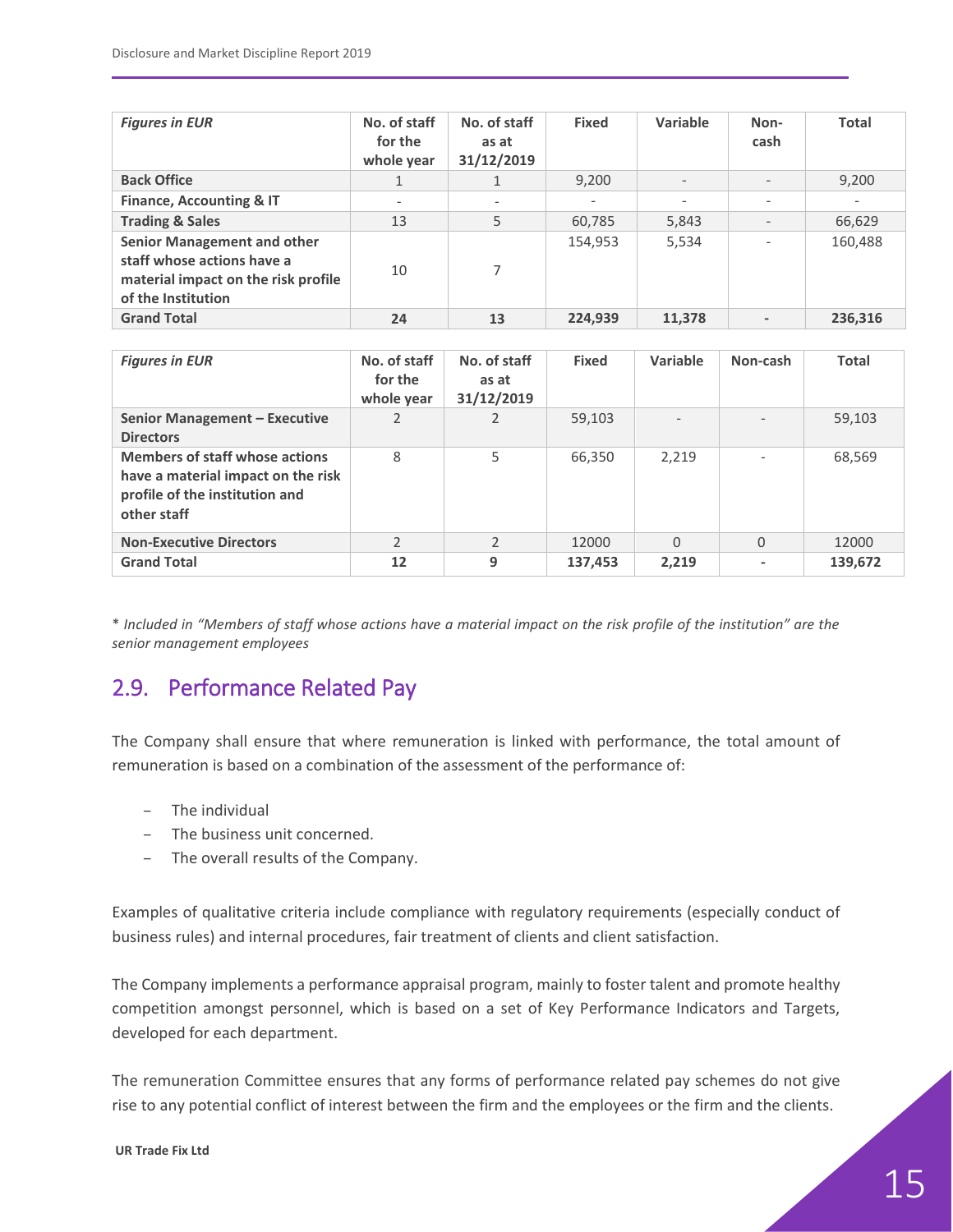| *Figures in EUR* | No. of staff for the whole year | No. of staff as at 31/12/2019 | Fixed | Variable | Non-cash | Total |
|---|---|---|---|---|---|---|
| **Back Office** | 1 | 1 | 9,200 | - | - | 9,200 |
| **Finance, Accounting & IT** | - | - | - | - | - | - |
| **Trading & Sales** | 13 | 5 | 60,785 | 5,843 | - | 66,629 |
| **Senior Management and other staff whose actions have a material impact on the risk profile of the Institution** | 10 | 7 | 154,953 | 5,534 | - | 160,488 |
| **Grand Total** | **24** | **13** | **224,939** | **11,378** | **-** | **236,316** |

| *Figures in EUR* | No. of staff for the whole year | No. of staff as at 31/12/2019 | Fixed | Variable | Non-cash | Total |
|---|---|---|---|---|---|---|
| **Senior Management – Executive Directors** | 2 | 2 | 59,103 | - | - | 59,103 |
| **Members of staff whose actions have a material impact on the risk profile of the institution and other staff** | 8 | 5 | 66,350 | 2,219 | - | 68,569 |
| **Non-Executive Directors** | 2 | 2 | 12000 | 0 | 0 | 12000 |
| **Grand Total** | **12** | **9** | **137,453** | **2,219** | **-** | **139,672** |

* *Included in "Members of staff whose actions have a material impact on the risk profile of the institution" are the senior management employees*

## 2.9. Performance Related Pay

The Company shall ensure that where remuneration is linked with performance, the total amount of remuneration is based on a combination of the assessment of the performance of:

- The individual
- The business unit concerned.
- The overall results of the Company.

Examples of qualitative criteria include compliance with regulatory requirements (especially conduct of business rules) and internal procedures, fair treatment of clients and client satisfaction.

The Company implements a performance appraisal program, mainly to foster talent and promote healthy competition amongst personnel, which is based on a set of Key Performance Indicators and Targets, developed for each department.

The remuneration Committee ensures that any forms of performance related pay schemes do not give rise to any potential conflict of interest between the firm and the employees or the firm and the clients.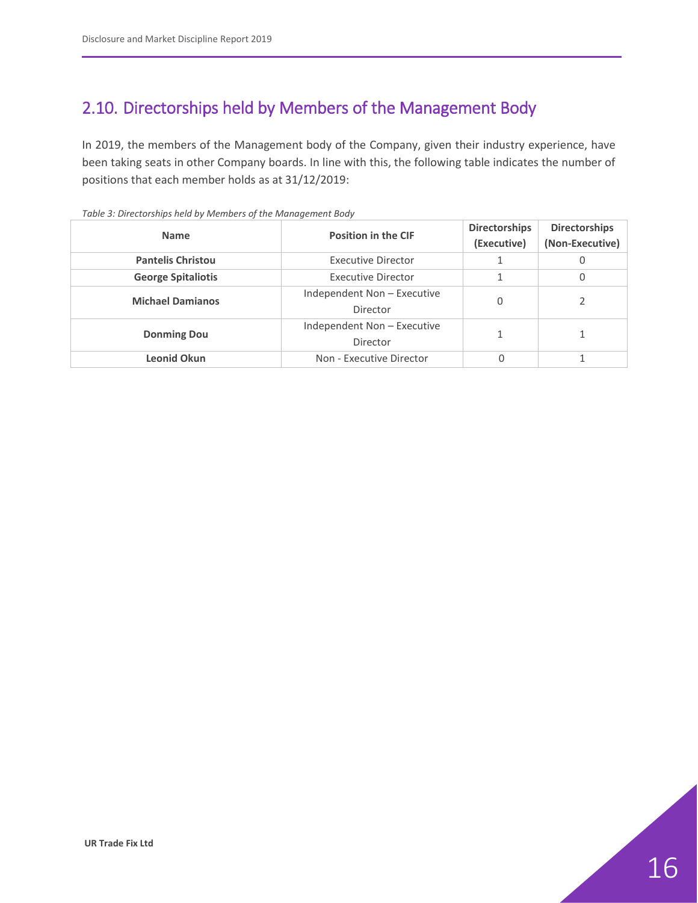## 2.10. Directorships held by Members of the Management Body

In 2019, the members of the Management body of the Company, given their industry experience, have been taking seats in other Company boards. In line with this, the following table indicates the number of positions that each member holds as at 31/12/2019:

*Table 3: Directorships held by Members of the Management Body*

| Name | Position in the CIF | Directorships (Executive) | Directorships (Non-Executive) |
|---|---|---|---|
| **Pantelis Christou** | Executive Director | 1 | 0 |
| **George Spitaliotis** | Executive Director | 1 | 0 |
| **Michael Damianos** | Independent Non – Executive Director | 0 | 2 |
| **Donming Dou** | Independent Non – Executive Director | 1 | 1 |
| **Leonid Okun** | Non - Executive Director | 0 | 1 |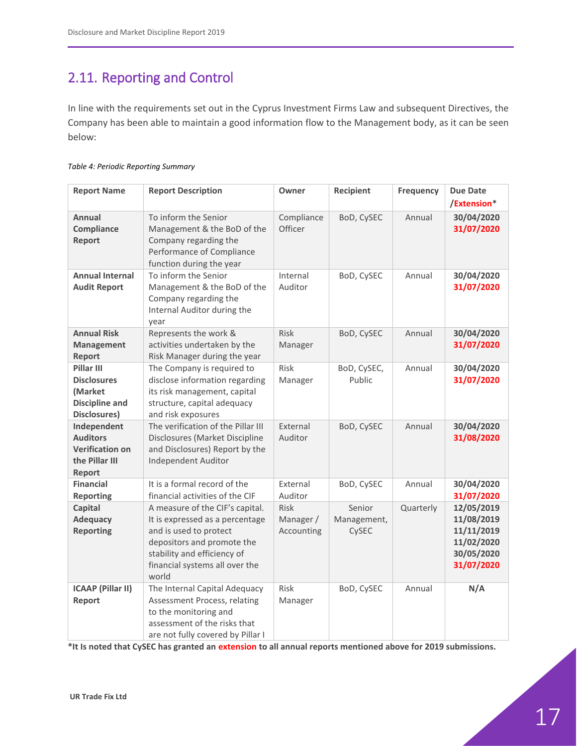## 2.11. Reporting and Control

In line with the requirements set out in the Cyprus Investment Firms Law and subsequent Directives, the Company has been able to maintain a good information flow to the Management body, as it can be seen below:

*Table 4: Periodic Reporting Summary*

| Report Name | Report Description | Owner | Recipient | Frequency | Due Date /Extension* |
|---|---|---|---|---|---|
| **Annual Compliance Report** | To inform the Senior Management & the BoD of the Company regarding the Performance of Compliance function during the year | Compliance Officer | BoD, CySEC | Annual | **30/04/2020** **31/07/2020** |
| **Annual Internal Audit Report** | To inform the Senior Management & the BoD of the Company regarding the Internal Auditor during the year | Internal Auditor | BoD, CySEC | Annual | **30/04/2020** **31/07/2020** |
| **Annual Risk Management Report** | Represents the work & activities undertaken by the Risk Manager during the year | Risk Manager | BoD, CySEC | Annual | **30/04/2020** **31/07/2020** |
| **Pillar III Disclosures (Market Discipline and Disclosures)** | The Company is required to disclose information regarding its risk management, capital structure, capital adequacy and risk exposures | Risk Manager | BoD, CySEC, Public | Annual | **30/04/2020** **31/07/2020** |
| **Independent Auditors Verification on the Pillar III Report** | The verification of the Pillar III Disclosures (Market Discipline and Disclosures) Report by the Independent Auditor | External Auditor | BoD, CySEC | Annual | **30/04/2020** **31/08/2020** |
| **Financial Reporting** | It is a formal record of the financial activities of the CIF | External Auditor | BoD, CySEC | Annual | **30/04/2020** **31/07/2020** |
| **Capital Adequacy Reporting** | A measure of the CIF's capital. It is expressed as a percentage and is used to protect depositors and promote the stability and efficiency of financial systems all over the world | Risk Manager / Accounting | Senior Management, CySEC | Quarterly | **12/05/2019** **11/08/2019** **11/11/2019** **11/02/2020** **30/05/2020** **31/07/2020** |
| **ICAAP (Pillar II) Report** | The Internal Capital Adequacy Assessment Process, relating to the monitoring and assessment of the risks that are not fully covered by Pillar I | Risk Manager | BoD, CySEC | Annual | **N/A** |

**\*It Is noted that CySEC has granted an extension to all annual reports mentioned above for 2019 submissions.**

**UR Trade Fix Ltd**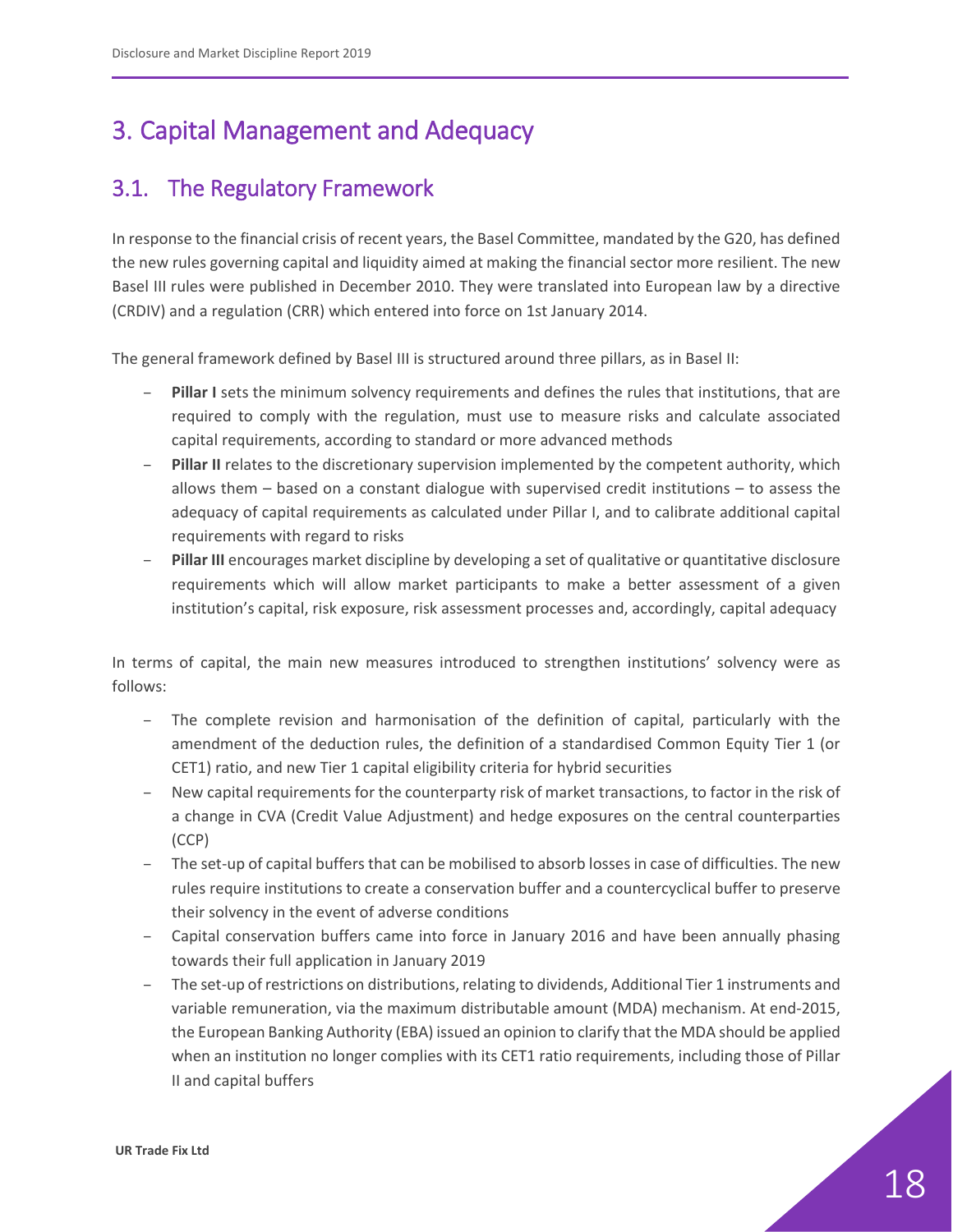# 3. Capital Management and Adequacy

## 3.1. The Regulatory Framework

In response to the financial crisis of recent years, the Basel Committee, mandated by the G20, has defined the new rules governing capital and liquidity aimed at making the financial sector more resilient. The new Basel III rules were published in December 2010. They were translated into European law by a directive (CRDIV) and a regulation (CRR) which entered into force on 1st January 2014.

The general framework defined by Basel III is structured around three pillars, as in Basel II:

- **Pillar I** sets the minimum solvency requirements and defines the rules that institutions, that are required to comply with the regulation, must use to measure risks and calculate associated capital requirements, according to standard or more advanced methods
- **Pillar II** relates to the discretionary supervision implemented by the competent authority, which allows them – based on a constant dialogue with supervised credit institutions – to assess the adequacy of capital requirements as calculated under Pillar I, and to calibrate additional capital requirements with regard to risks
- **Pillar III** encourages market discipline by developing a set of qualitative or quantitative disclosure requirements which will allow market participants to make a better assessment of a given institution's capital, risk exposure, risk assessment processes and, accordingly, capital adequacy

In terms of capital, the main new measures introduced to strengthen institutions' solvency were as follows:

- The complete revision and harmonisation of the definition of capital, particularly with the amendment of the deduction rules, the definition of a standardised Common Equity Tier 1 (or CET1) ratio, and new Tier 1 capital eligibility criteria for hybrid securities
- New capital requirements for the counterparty risk of market transactions, to factor in the risk of a change in CVA (Credit Value Adjustment) and hedge exposures on the central counterparties (CCP)
- The set-up of capital buffers that can be mobilised to absorb losses in case of difficulties. The new rules require institutions to create a conservation buffer and a countercyclical buffer to preserve their solvency in the event of adverse conditions
- Capital conservation buffers came into force in January 2016 and have been annually phasing towards their full application in January 2019
- The set-up of restrictions on distributions, relating to dividends, Additional Tier 1 instruments and variable remuneration, via the maximum distributable amount (MDA) mechanism. At end-2015, the European Banking Authority (EBA) issued an opinion to clarify that the MDA should be applied when an institution no longer complies with its CET1 ratio requirements, including those of Pillar II and capital buffers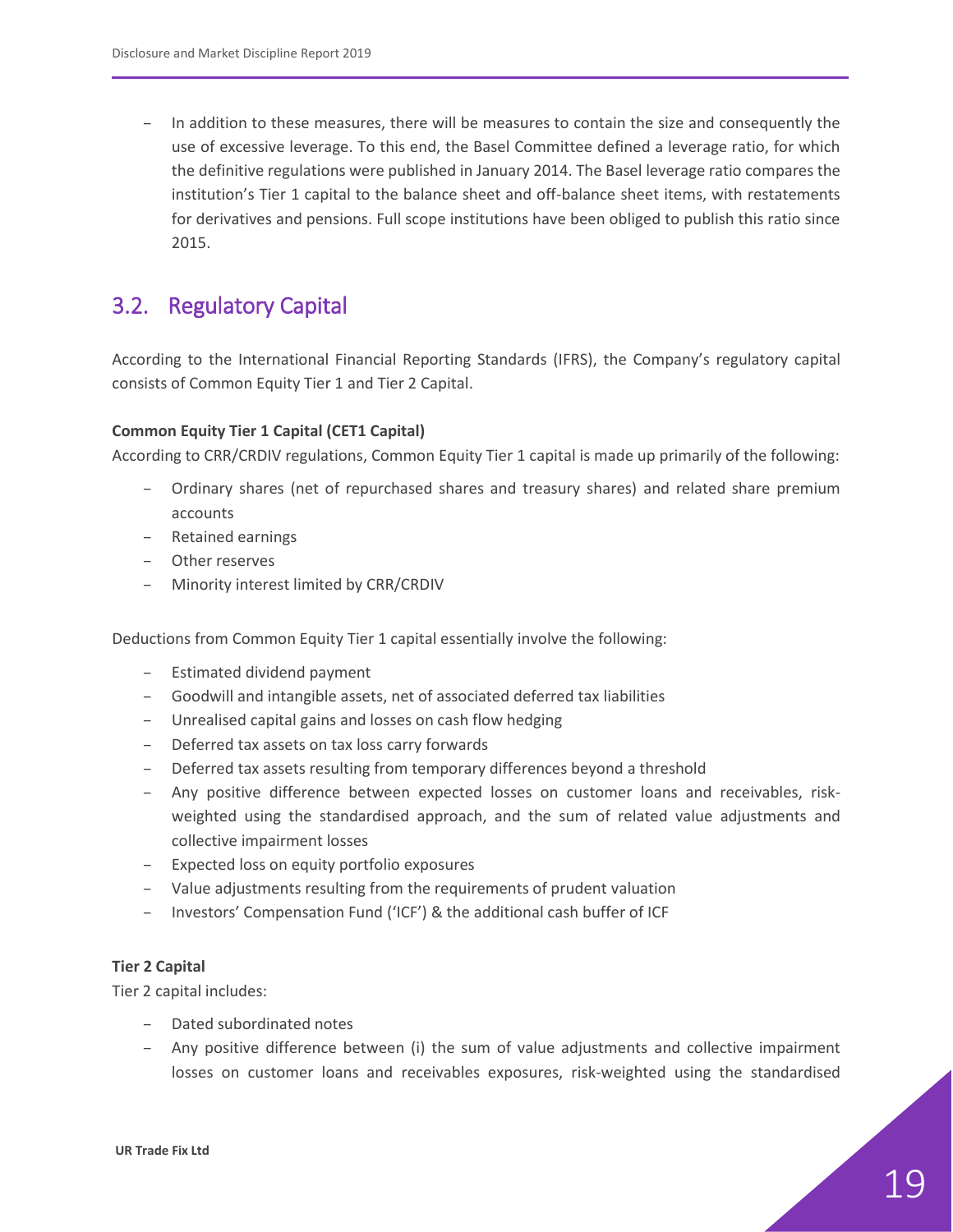- In addition to these measures, there will be measures to contain the size and consequently the use of excessive leverage. To this end, the Basel Committee defined a leverage ratio, for which the definitive regulations were published in January 2014. The Basel leverage ratio compares the institution's Tier 1 capital to the balance sheet and off-balance sheet items, with restatements for derivatives and pensions. Full scope institutions have been obliged to publish this ratio since 2015.

## 3.2. Regulatory Capital

According to the International Financial Reporting Standards (IFRS), the Company's regulatory capital consists of Common Equity Tier 1 and Tier 2 Capital.

**Common Equity Tier 1 Capital (CET1 Capital)**
According to CRR/CRDIV regulations, Common Equity Tier 1 capital is made up primarily of the following:

- Ordinary shares (net of repurchased shares and treasury shares) and related share premium accounts
- Retained earnings
- Other reserves
- Minority interest limited by CRR/CRDIV

Deductions from Common Equity Tier 1 capital essentially involve the following:

- Estimated dividend payment
- Goodwill and intangible assets, net of associated deferred tax liabilities
- Unrealised capital gains and losses on cash flow hedging
- Deferred tax assets on tax loss carry forwards
- Deferred tax assets resulting from temporary differences beyond a threshold
- Any positive difference between expected losses on customer loans and receivables, risk-weighted using the standardised approach, and the sum of related value adjustments and collective impairment losses
- Expected loss on equity portfolio exposures
- Value adjustments resulting from the requirements of prudent valuation
- Investors' Compensation Fund ('ICF') & the additional cash buffer of ICF

**Tier 2 Capital**
Tier 2 capital includes:

- Dated subordinated notes
- Any positive difference between (i) the sum of value adjustments and collective impairment losses on customer loans and receivables exposures, risk-weighted using the standardised

UR Trade Fix Ltd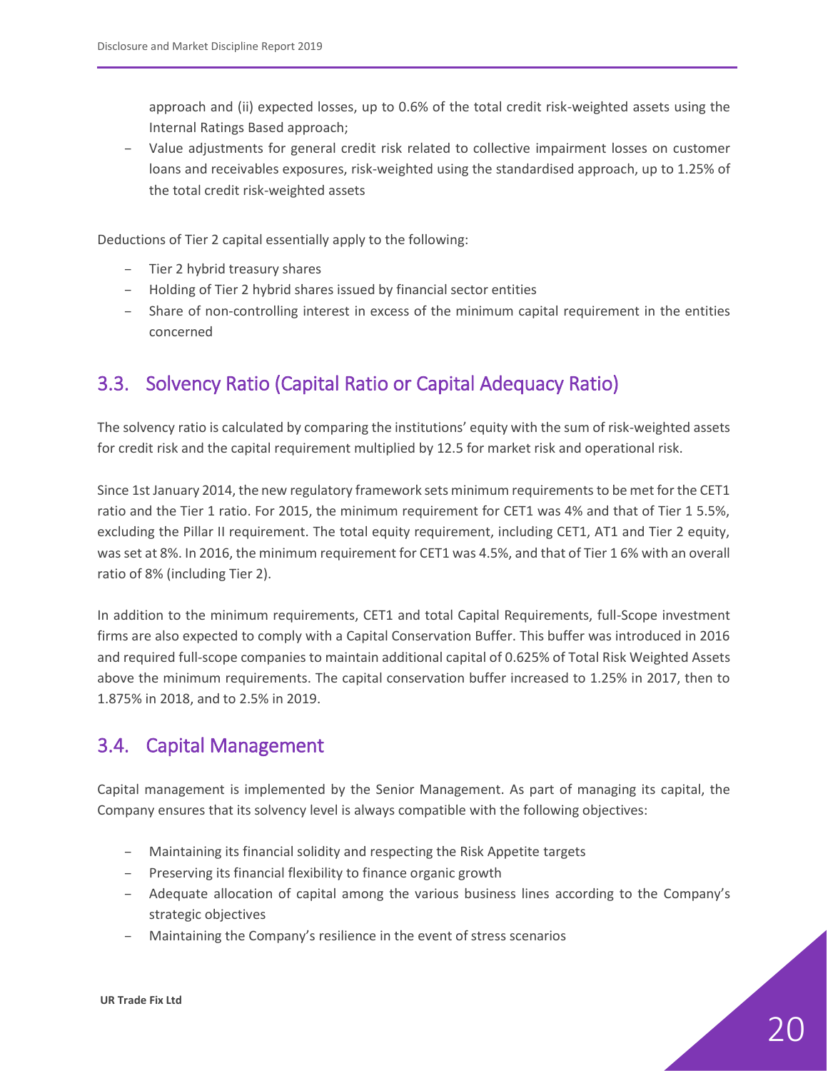approach and (ii) expected losses, up to 0.6% of the total credit risk-weighted assets using the Internal Ratings Based approach;

- Value adjustments for general credit risk related to collective impairment losses on customer loans and receivables exposures, risk-weighted using the standardised approach, up to 1.25% of the total credit risk-weighted assets

Deductions of Tier 2 capital essentially apply to the following:

- Tier 2 hybrid treasury shares
- Holding of Tier 2 hybrid shares issued by financial sector entities
- Share of non-controlling interest in excess of the minimum capital requirement in the entities concerned

## 3.3. Solvency Ratio (Capital Ratio or Capital Adequacy Ratio)

The solvency ratio is calculated by comparing the institutions' equity with the sum of risk-weighted assets for credit risk and the capital requirement multiplied by 12.5 for market risk and operational risk.

Since 1st January 2014, the new regulatory framework sets minimum requirements to be met for the CET1 ratio and the Tier 1 ratio. For 2015, the minimum requirement for CET1 was 4% and that of Tier 1 5.5%, excluding the Pillar II requirement. The total equity requirement, including CET1, AT1 and Tier 2 equity, was set at 8%. In 2016, the minimum requirement for CET1 was 4.5%, and that of Tier 1 6% with an overall ratio of 8% (including Tier 2).

In addition to the minimum requirements, CET1 and total Capital Requirements, full-Scope investment firms are also expected to comply with a Capital Conservation Buffer. This buffer was introduced in 2016 and required full-scope companies to maintain additional capital of 0.625% of Total Risk Weighted Assets above the minimum requirements. The capital conservation buffer increased to 1.25% in 2017, then to 1.875% in 2018, and to 2.5% in 2019.

## 3.4. Capital Management

Capital management is implemented by the Senior Management. As part of managing its capital, the Company ensures that its solvency level is always compatible with the following objectives:

- Maintaining its financial solidity and respecting the Risk Appetite targets
- Preserving its financial flexibility to finance organic growth
- Adequate allocation of capital among the various business lines according to the Company's strategic objectives
- Maintaining the Company's resilience in the event of stress scenarios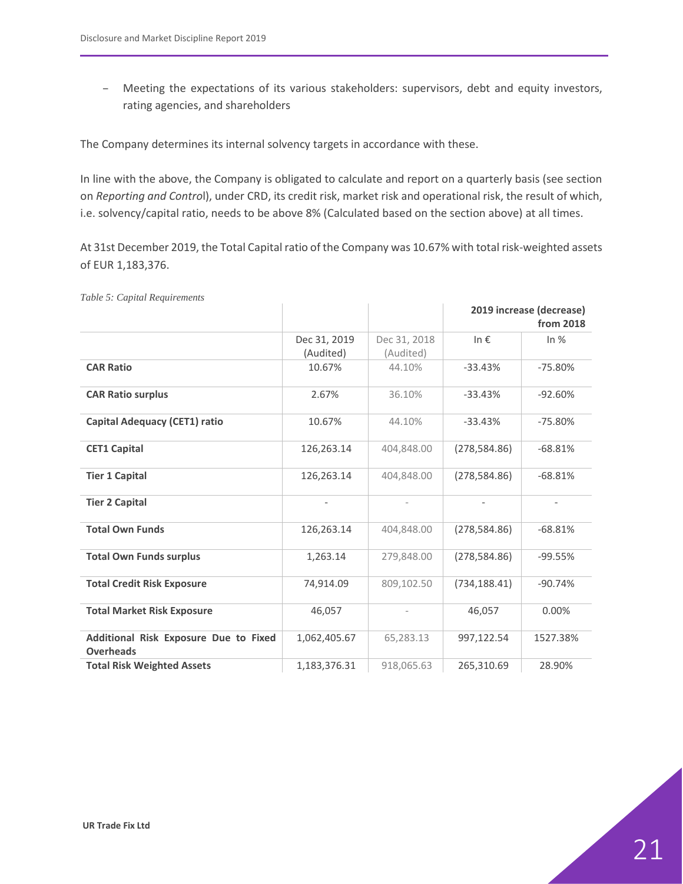- Meeting the expectations of its various stakeholders: supervisors, debt and equity investors, rating agencies, and shareholders

The Company determines its internal solvency targets in accordance with these.

In line with the above, the Company is obligated to calculate and report on a quarterly basis (see section on *Reporting and Control*), under CRD, its credit risk, market risk and operational risk, the result of which, i.e. solvency/capital ratio, needs to be above 8% (Calculated based on the section above) at all times.

At 31st December 2019, the Total Capital ratio of the Company was 10.67% with total risk-weighted assets of EUR 1,183,376.

*Table 5: Capital Requirements*

| | | | 2019 increase (decrease) from 2018 | |
|---|---|---|---|---|
| | Dec 31, 2019 (Audited) | Dec 31, 2018 (Audited) | In € | In % |
| **CAR Ratio** | 10.67% | 44.10% | -33.43% | -75.80% |
| **CAR Ratio surplus** | 2.67% | 36.10% | -33.43% | -92.60% |
| **Capital Adequacy (CET1) ratio** | 10.67% | 44.10% | -33.43% | -75.80% |
| **CET1 Capital** | 126,263.14 | 404,848.00 | (278,584.86) | -68.81% |
| **Tier 1 Capital** | 126,263.14 | 404,848.00 | (278,584.86) | -68.81% |
| **Tier 2 Capital** | - | - | - | - |
| **Total Own Funds** | 126,263.14 | 404,848.00 | (278,584.86) | -68.81% |
| **Total Own Funds surplus** | 1,263.14 | 279,848.00 | (278,584.86) | -99.55% |
| **Total Credit Risk Exposure** | 74,914.09 | 809,102.50 | (734,188.41) | -90.74% |
| **Total Market Risk Exposure** | 46,057 | - | 46,057 | 0.00% |
| **Additional Risk Exposure Due to Fixed Overheads** | 1,062,405.67 | 65,283.13 | 997,122.54 | 1527.38% |
| **Total Risk Weighted Assets** | 1,183,376.31 | 918,065.63 | 265,310.69 | 28.90% |

**UR Trade Fix Ltd**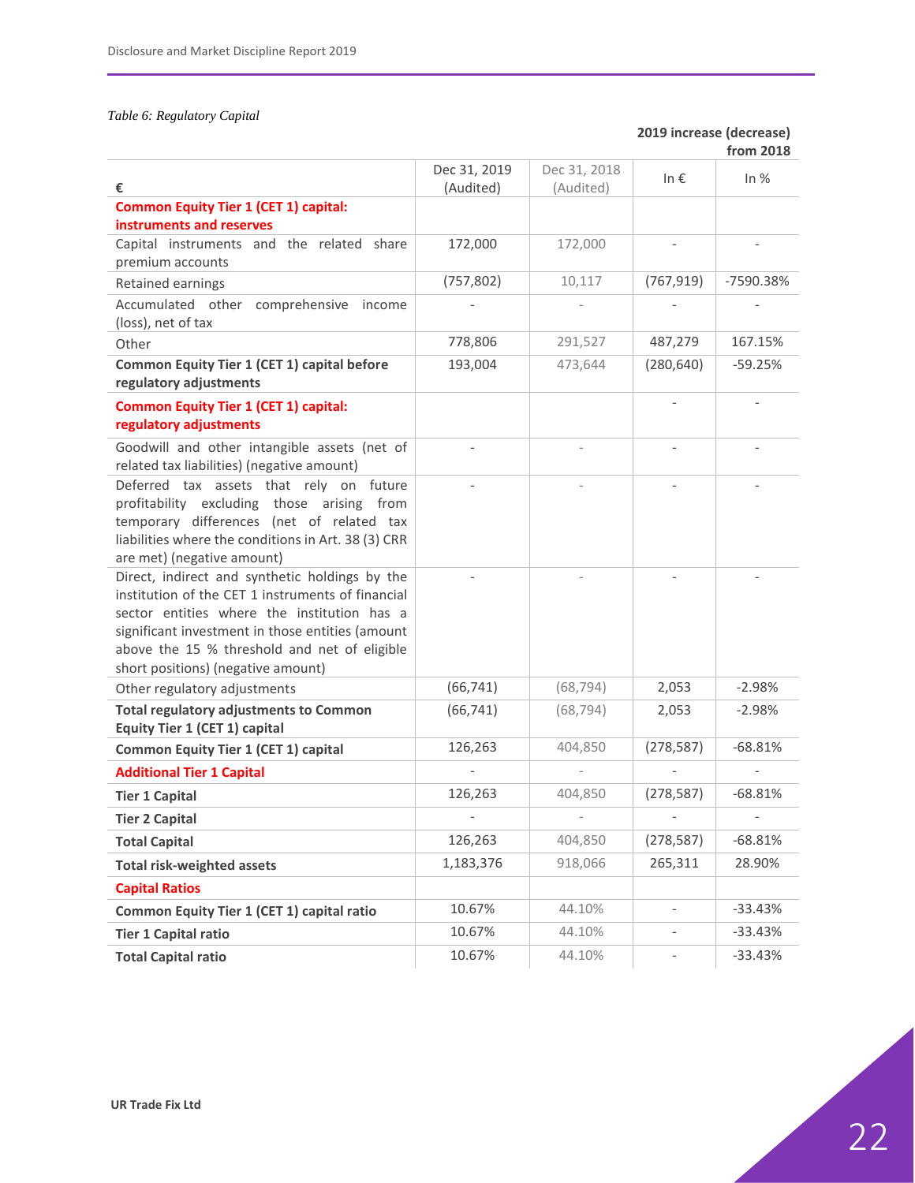*Table 6: Regulatory Capital*

| € | Dec 31, 2019 (Audited) | Dec 31, 2018 (Audited) | 2019 increase (decrease) from 2018 In € | In % |
|---|---|---|---|---|
| **Common Equity Tier 1 (CET 1) capital: instruments and reserves** | | | | |
| Capital instruments and the related share premium accounts | 172,000 | 172,000 | - | - |
| Retained earnings | (757,802) | 10,117 | (767,919) | -7590.38% |
| Accumulated other comprehensive income (loss), net of tax | - | - | - | - |
| Other | 778,806 | 291,527 | 487,279 | 167.15% |
| **Common Equity Tier 1 (CET 1) capital before regulatory adjustments** | 193,004 | 473,644 | (280,640) | -59.25% |
| **Common Equity Tier 1 (CET 1) capital: regulatory adjustments** | | | - | - |
| Goodwill and other intangible assets (net of related tax liabilities) (negative amount) | - | - | - | - |
| Deferred tax assets that rely on future profitability excluding those arising from temporary differences (net of related tax liabilities where the conditions in Art. 38 (3) CRR are met) (negative amount) | - | - | - | - |
| Direct, indirect and synthetic holdings by the institution of the CET 1 instruments of financial sector entities where the institution has a significant investment in those entities (amount above the 15 % threshold and net of eligible short positions) (negative amount) | - | - | - | - |
| Other regulatory adjustments | (66,741) | (68,794) | 2,053 | -2.98% |
| **Total regulatory adjustments to Common Equity Tier 1 (CET 1) capital** | (66,741) | (68,794) | 2,053 | -2.98% |
| **Common Equity Tier 1 (CET 1) capital** | 126,263 | 404,850 | (278,587) | -68.81% |
| **Additional Tier 1 Capital** | - | - | - | - |
| **Tier 1 Capital** | 126,263 | 404,850 | (278,587) | -68.81% |
| **Tier 2 Capital** | - | - | - | - |
| **Total Capital** | 126,263 | 404,850 | (278,587) | -68.81% |
| **Total risk-weighted assets** | 1,183,376 | 918,066 | 265,311 | 28.90% |
| **Capital Ratios** | | | | |
| **Common Equity Tier 1 (CET 1) capital ratio** | 10.67% | 44.10% | - | -33.43% |
| **Tier 1 Capital ratio** | 10.67% | 44.10% | - | -33.43% |
| **Total Capital ratio** | 10.67% | 44.10% | - | -33.43% |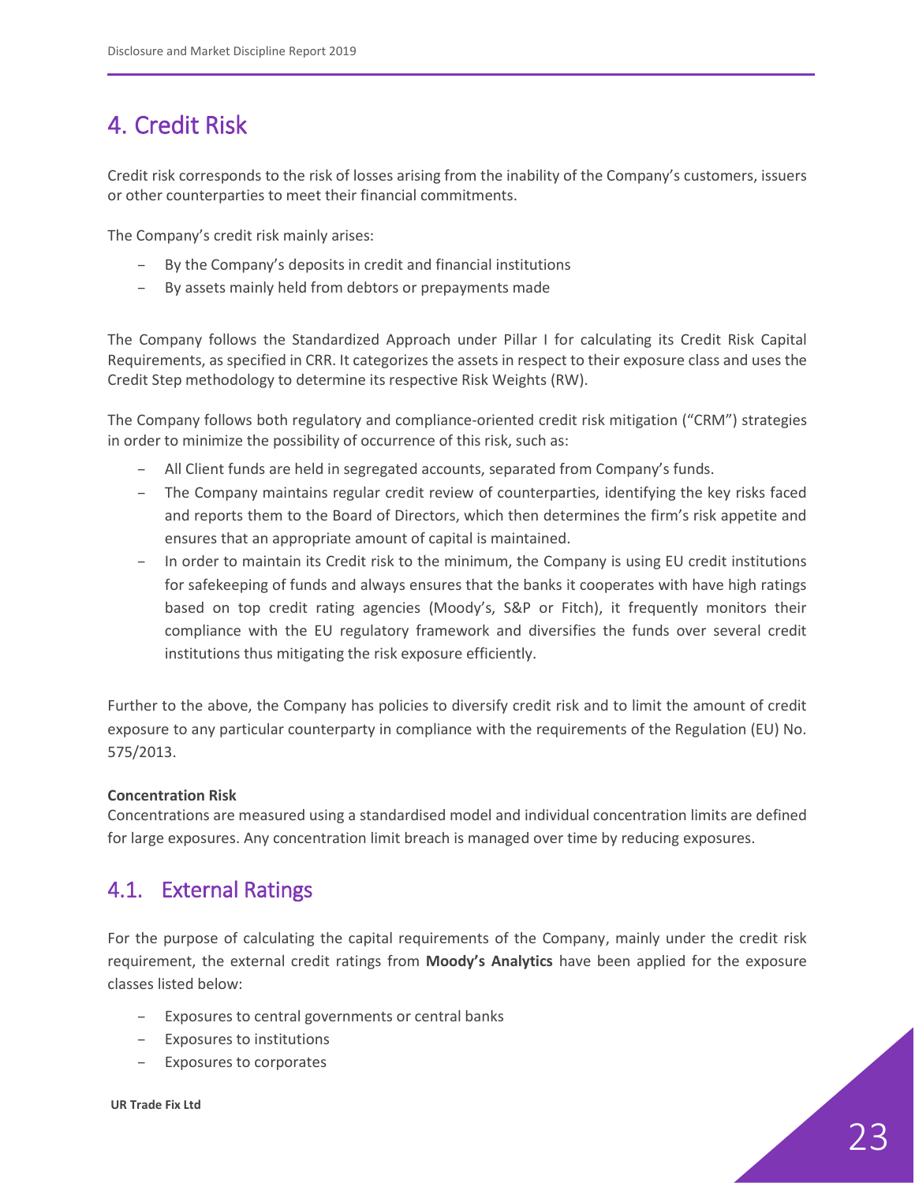# 4. Credit Risk

Credit risk corresponds to the risk of losses arising from the inability of the Company's customers, issuers or other counterparties to meet their financial commitments.

The Company's credit risk mainly arises:

- By the Company's deposits in credit and financial institutions
- By assets mainly held from debtors or prepayments made

The Company follows the Standardized Approach under Pillar I for calculating its Credit Risk Capital Requirements, as specified in CRR. It categorizes the assets in respect to their exposure class and uses the Credit Step methodology to determine its respective Risk Weights (RW).

The Company follows both regulatory and compliance-oriented credit risk mitigation ("CRM") strategies in order to minimize the possibility of occurrence of this risk, such as:

- All Client funds are held in segregated accounts, separated from Company's funds.
- The Company maintains regular credit review of counterparties, identifying the key risks faced and reports them to the Board of Directors, which then determines the firm's risk appetite and ensures that an appropriate amount of capital is maintained.
- In order to maintain its Credit risk to the minimum, the Company is using EU credit institutions for safekeeping of funds and always ensures that the banks it cooperates with have high ratings based on top credit rating agencies (Moody's, S&P or Fitch), it frequently monitors their compliance with the EU regulatory framework and diversifies the funds over several credit institutions thus mitigating the risk exposure efficiently.

Further to the above, the Company has policies to diversify credit risk and to limit the amount of credit exposure to any particular counterparty in compliance with the requirements of the Regulation (EU) No. 575/2013.

**Concentration Risk**

Concentrations are measured using a standardised model and individual concentration limits are defined for large exposures. Any concentration limit breach is managed over time by reducing exposures.

## 4.1. External Ratings

For the purpose of calculating the capital requirements of the Company, mainly under the credit risk requirement, the external credit ratings from **Moody's Analytics** have been applied for the exposure classes listed below:

- Exposures to central governments or central banks
- Exposures to institutions
- Exposures to corporates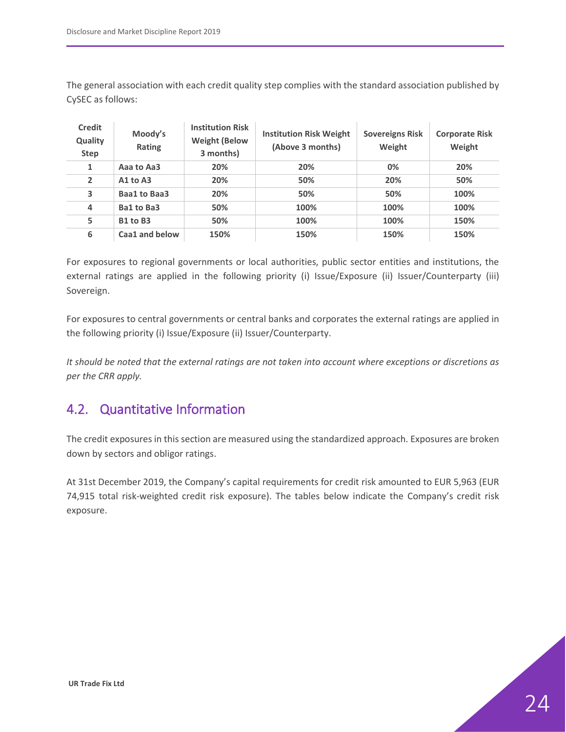The general association with each credit quality step complies with the standard association published by CySEC as follows:

| Credit Quality Step | Moody's Rating | Institution Risk Weight (Below 3 months) | Institution Risk Weight (Above 3 months) | Sovereigns Risk Weight | Corporate Risk Weight |
|---|---|---|---|---|---|
| 1 | Aaa to Aa3 | 20% | 20% | 0% | 20% |
| 2 | A1 to A3 | 20% | 50% | 20% | 50% |
| 3 | Baa1 to Baa3 | 20% | 50% | 50% | 100% |
| 4 | Ba1 to Ba3 | 50% | 100% | 100% | 100% |
| 5 | B1 to B3 | 50% | 100% | 100% | 150% |
| 6 | Caa1 and below | 150% | 150% | 150% | 150% |

For exposures to regional governments or local authorities, public sector entities and institutions, the external ratings are applied in the following priority (i) Issue/Exposure (ii) Issuer/Counterparty (iii) Sovereign.

For exposures to central governments or central banks and corporates the external ratings are applied in the following priority (i) Issue/Exposure (ii) Issuer/Counterparty.

*It should be noted that the external ratings are not taken into account where exceptions or discretions as per the CRR apply.*

## 4.2. Quantitative Information

The credit exposures in this section are measured using the standardized approach. Exposures are broken down by sectors and obligor ratings.

At 31st December 2019, the Company's capital requirements for credit risk amounted to EUR 5,963 (EUR 74,915 total risk-weighted credit risk exposure). The tables below indicate the Company's credit risk exposure.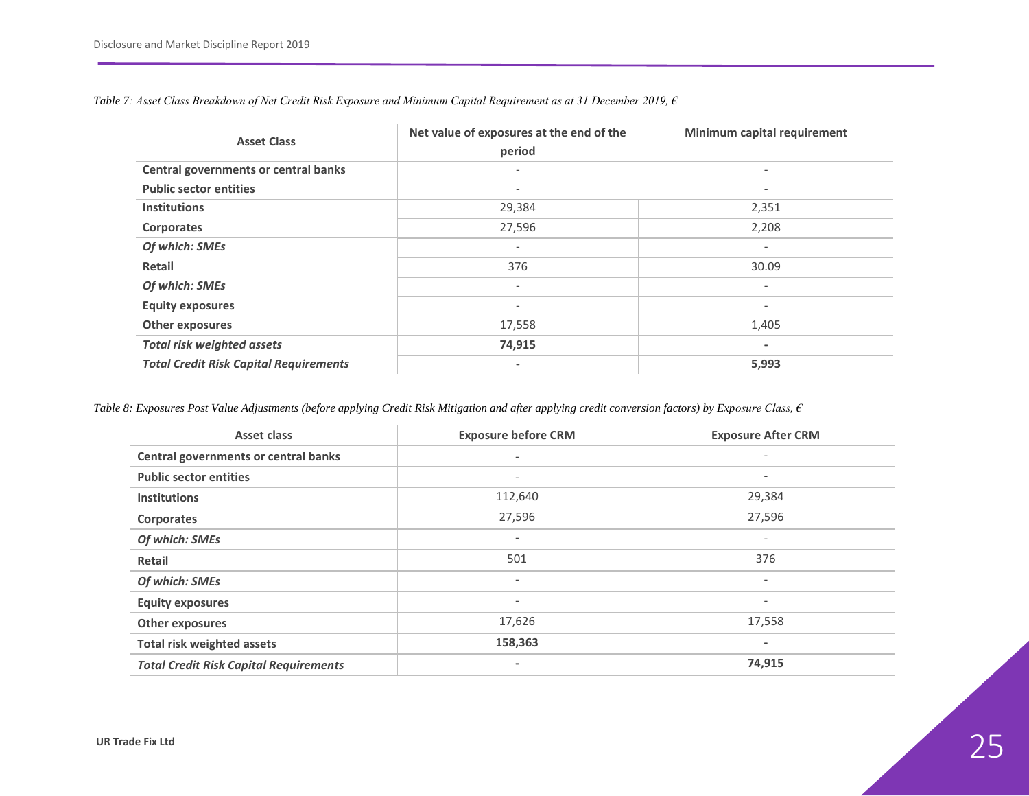*Table 7: Asset Class Breakdown of Net Credit Risk Exposure and Minimum Capital Requirement as at 31 December 2019, €*

| Asset Class | Net value of exposures at the end of the period | Minimum capital requirement |
|---|---|---|
| **Central governments or central banks** | - | - |
| **Public sector entities** | - | - |
| **Institutions** | 29,384 | 2,351 |
| **Corporates** | 27,596 | 2,208 |
| ***Of which: SMEs*** | - | - |
| **Retail** | 376 | 30.09 |
| ***Of which: SMEs*** | - | - |
| **Equity exposures** | - | - |
| **Other exposures** | 17,558 | 1,405 |
| ***Total risk weighted assets*** | **74,915** | **-** |
| ***Total Credit Risk Capital Requirements*** | **-** | **5,993** |

*Table 8: Exposures Post Value Adjustments (before applying Credit Risk Mitigation and after applying credit conversion factors) by Exposure Class, €*

| Asset class | Exposure before CRM | Exposure After CRM |
|---|---|---|
| **Central governments or central banks** | - | - |
| **Public sector entities** | - | - |
| **Institutions** | 112,640 | 29,384 |
| **Corporates** | 27,596 | 27,596 |
| ***Of which: SMEs*** | - | - |
| **Retail** | 501 | 376 |
| ***Of which: SMEs*** | - | - |
| **Equity exposures** | - | - |
| **Other exposures** | 17,626 | 17,558 |
| **Total risk weighted assets** | **158,363** | **-** |
| ***Total Credit Risk Capital Requirements*** | **-** | **74,915** |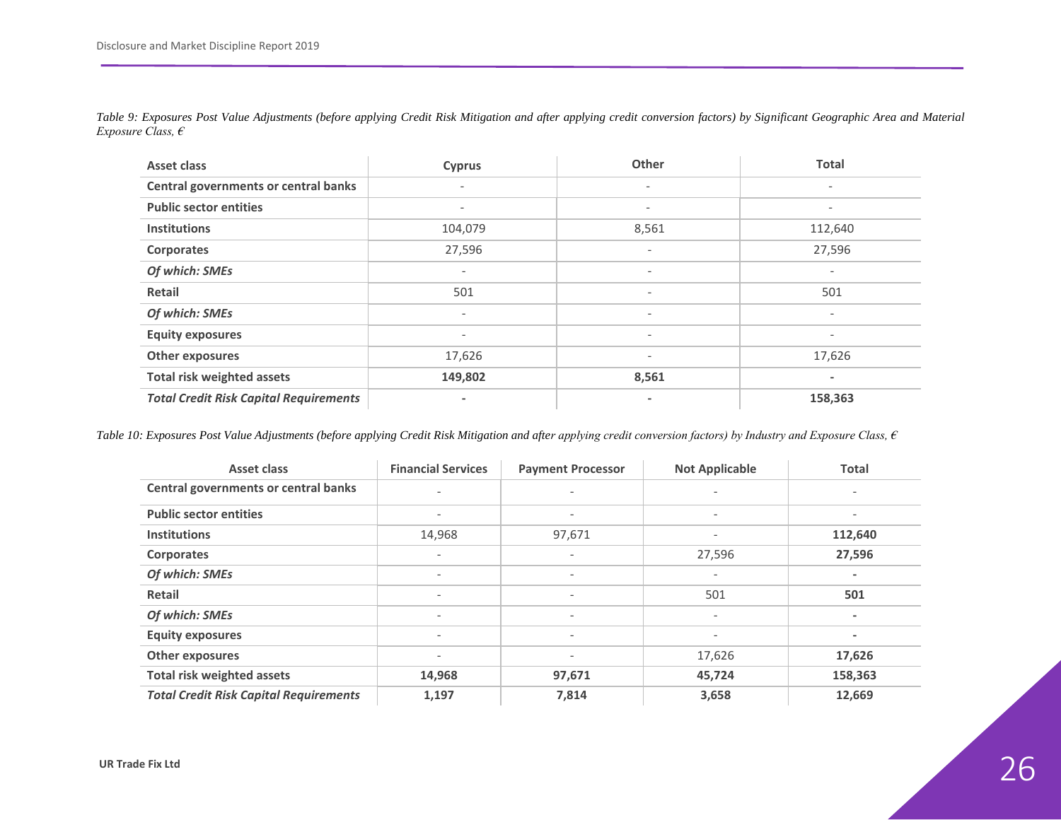*Table 9: Exposures Post Value Adjustments (before applying Credit Risk Mitigation and after applying credit conversion factors) by Significant Geographic Area and Material Exposure Class, €*

| Asset class | Cyprus | Other | Total |
|---|---|---|---|
| **Central governments or central banks** | - | - | - |
| **Public sector entities** | - | - | - |
| **Institutions** | 104,079 | 8,561 | 112,640 |
| **Corporates** | 27,596 | - | 27,596 |
| ***Of which: SMEs*** | - | - | - |
| **Retail** | 501 | - | 501 |
| ***Of which: SMEs*** | - | - | - |
| **Equity exposures** | - | - | - |
| **Other exposures** | 17,626 | - | 17,626 |
| **Total risk weighted assets** | **149,802** | **8,561** | **-** |
| ***Total Credit Risk Capital Requirements*** | **-** | **-** | **158,363** |

*Table 10: Exposures Post Value Adjustments (before applying Credit Risk Mitigation and after applying credit conversion factors) by Industry and Exposure Class, €*

| Asset class | Financial Services | Payment Processor | Not Applicable | Total |
|---|---|---|---|---|
| **Central governments or central banks** | - | - | - | - |
| **Public sector entities** | - | - | - | - |
| **Institutions** | 14,968 | 97,671 | - | **112,640** |
| **Corporates** | - | - | 27,596 | **27,596** |
| ***Of which: SMEs*** | - | - | - | **-** |
| **Retail** | - | - | 501 | **501** |
| ***Of which: SMEs*** | - | - | - | **-** |
| **Equity exposures** | - | - | - | **-** |
| **Other exposures** | - | - | 17,626 | **17,626** |
| **Total risk weighted assets** | **14,968** | **97,671** | **45,724** | **158,363** |
| ***Total Credit Risk Capital Requirements*** | **1,197** | **7,814** | **3,658** | **12,669** |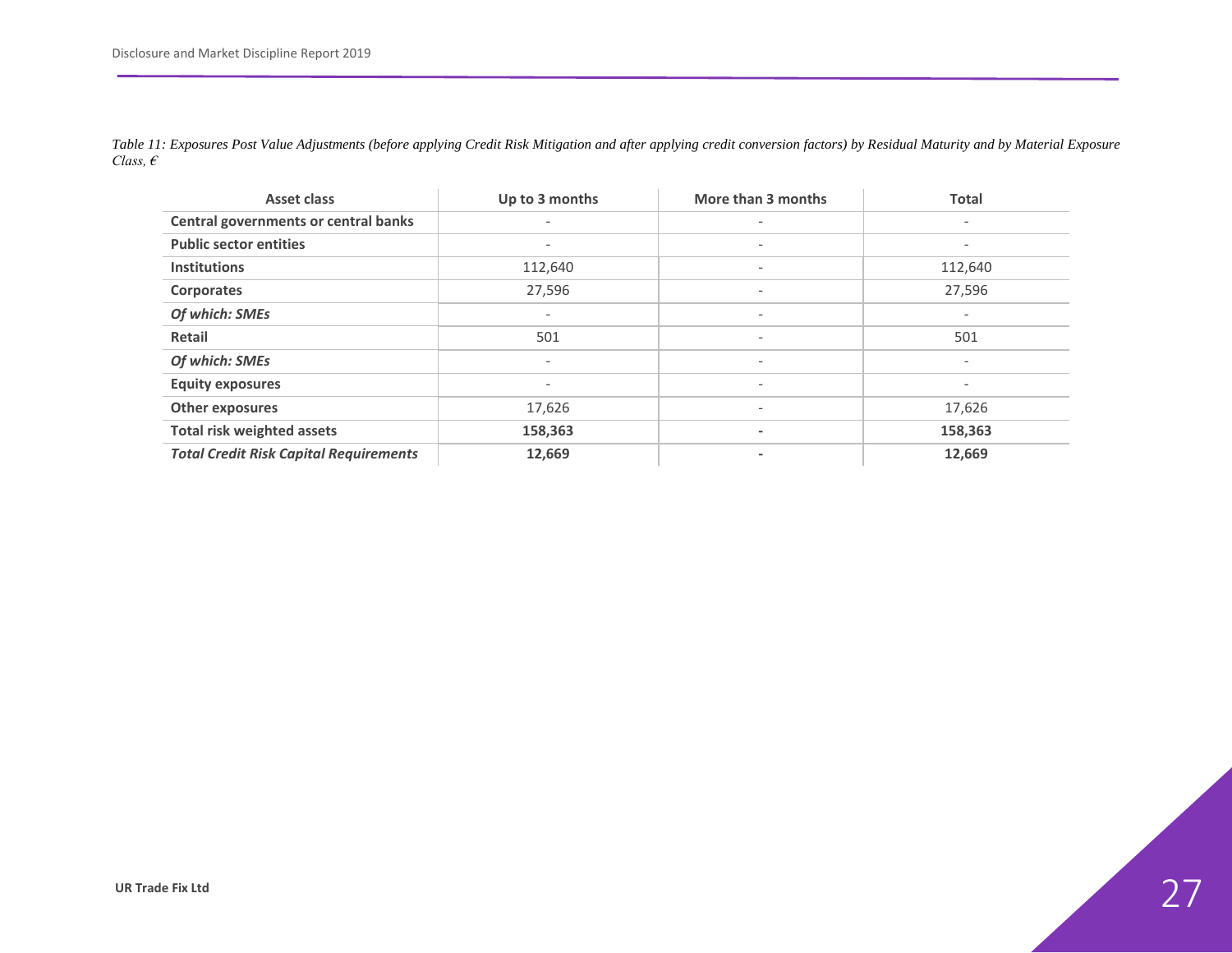*Table 11: Exposures Post Value Adjustments (before applying Credit Risk Mitigation and after applying credit conversion factors) by Residual Maturity and by Material Exposure Class, €*

| Asset class | Up to 3 months | More than 3 months | Total |
|---|---|---|---|
| **Central governments or central banks** | - | - | - |
| **Public sector entities** | - | - | - |
| **Institutions** | 112,640 | - | 112,640 |
| **Corporates** | 27,596 | - | 27,596 |
| ***Of which: SMEs*** | - | - | - |
| **Retail** | 501 | - | 501 |
| ***Of which: SMEs*** | - | - | - |
| **Equity exposures** | - | - | - |
| **Other exposures** | 17,626 | - | 17,626 |
| **Total risk weighted assets** | **158,363** | **-** | **158,363** |
| ***Total Credit Risk Capital Requirements*** | **12,669** | **-** | **12,669** |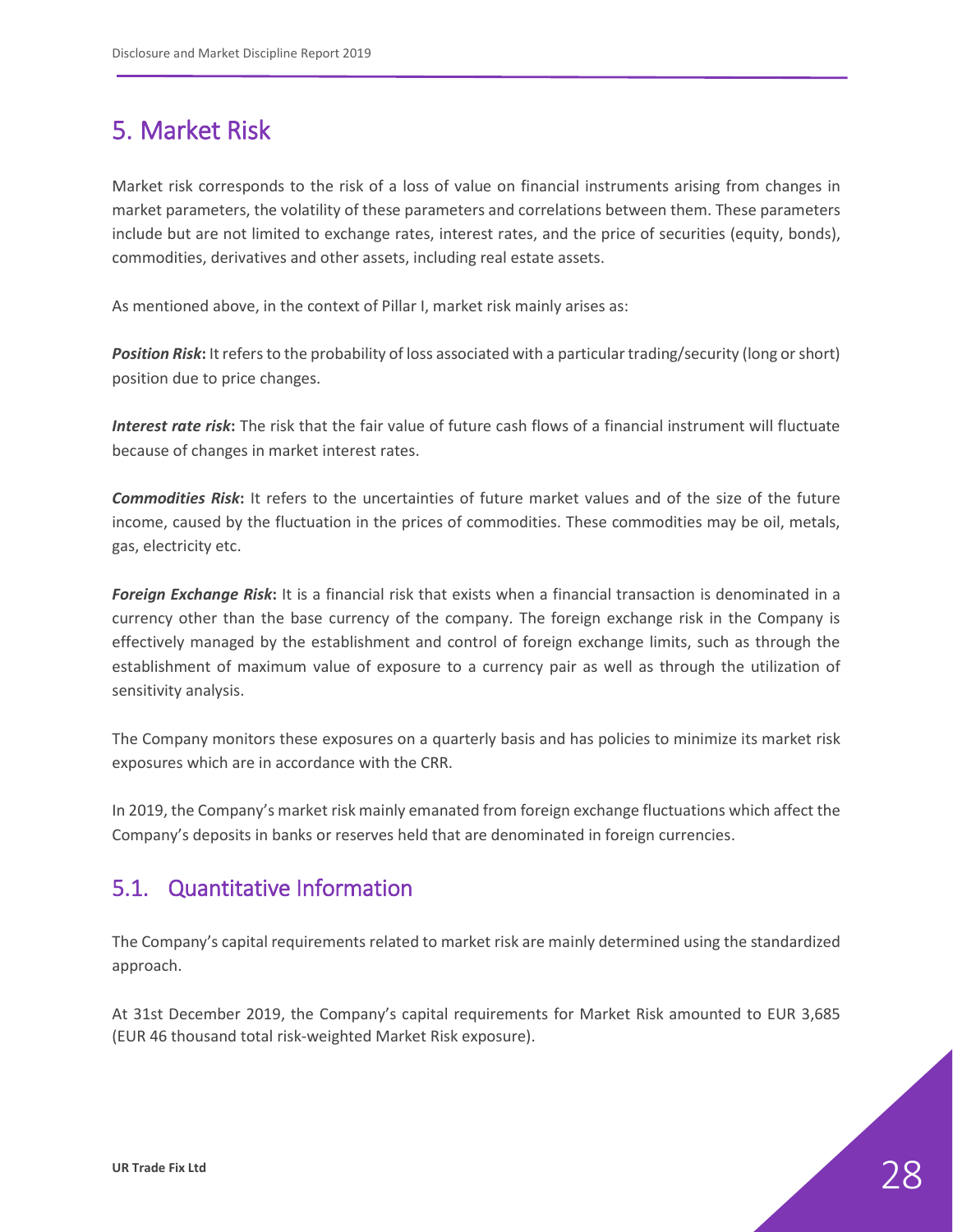# 5. Market Risk

Market risk corresponds to the risk of a loss of value on financial instruments arising from changes in market parameters, the volatility of these parameters and correlations between them. These parameters include but are not limited to exchange rates, interest rates, and the price of securities (equity, bonds), commodities, derivatives and other assets, including real estate assets.

As mentioned above, in the context of Pillar I, market risk mainly arises as:

***Position Risk*:** It refers to the probability of loss associated with a particular trading/security (long or short) position due to price changes.

***Interest rate risk*:** The risk that the fair value of future cash flows of a financial instrument will fluctuate because of changes in market interest rates.

***Commodities Risk*:** It refers to the uncertainties of future market values and of the size of the future income, caused by the fluctuation in the prices of commodities. These commodities may be oil, metals, gas, electricity etc.

***Foreign Exchange Risk*:** It is a financial risk that exists when a financial transaction is denominated in a currency other than the base currency of the company. The foreign exchange risk in the Company is effectively managed by the establishment and control of foreign exchange limits, such as through the establishment of maximum value of exposure to a currency pair as well as through the utilization of sensitivity analysis.

The Company monitors these exposures on a quarterly basis and has policies to minimize its market risk exposures which are in accordance with the CRR.

In 2019, the Company's market risk mainly emanated from foreign exchange fluctuations which affect the Company's deposits in banks or reserves held that are denominated in foreign currencies.

## 5.1. Quantitative Information

The Company's capital requirements related to market risk are mainly determined using the standardized approach.

At 31st December 2019, the Company's capital requirements for Market Risk amounted to EUR 3,685 (EUR 46 thousand total risk-weighted Market Risk exposure).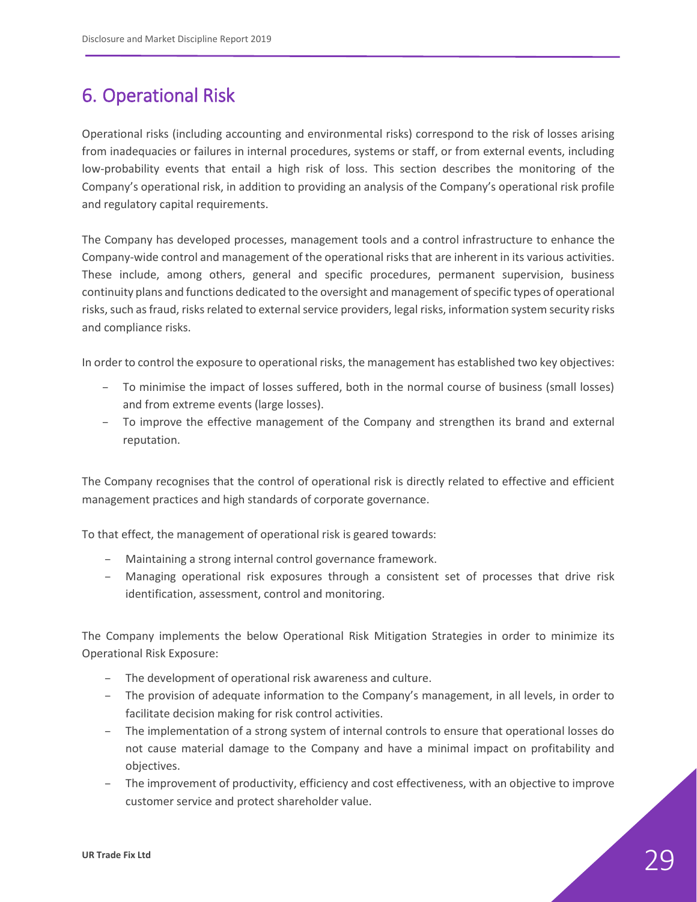# 6. Operational Risk

Operational risks (including accounting and environmental risks) correspond to the risk of losses arising from inadequacies or failures in internal procedures, systems or staff, or from external events, including low-probability events that entail a high risk of loss. This section describes the monitoring of the Company's operational risk, in addition to providing an analysis of the Company's operational risk profile and regulatory capital requirements.

The Company has developed processes, management tools and a control infrastructure to enhance the Company-wide control and management of the operational risks that are inherent in its various activities. These include, among others, general and specific procedures, permanent supervision, business continuity plans and functions dedicated to the oversight and management of specific types of operational risks, such as fraud, risks related to external service providers, legal risks, information system security risks and compliance risks.

In order to control the exposure to operational risks, the management has established two key objectives:

- To minimise the impact of losses suffered, both in the normal course of business (small losses) and from extreme events (large losses).
- To improve the effective management of the Company and strengthen its brand and external reputation.

The Company recognises that the control of operational risk is directly related to effective and efficient management practices and high standards of corporate governance.

To that effect, the management of operational risk is geared towards:

- Maintaining a strong internal control governance framework.
- Managing operational risk exposures through a consistent set of processes that drive risk identification, assessment, control and monitoring.

The Company implements the below Operational Risk Mitigation Strategies in order to minimize its Operational Risk Exposure:

- The development of operational risk awareness and culture.
- The provision of adequate information to the Company's management, in all levels, in order to facilitate decision making for risk control activities.
- The implementation of a strong system of internal controls to ensure that operational losses do not cause material damage to the Company and have a minimal impact on profitability and objectives.
- The improvement of productivity, efficiency and cost effectiveness, with an objective to improve customer service and protect shareholder value.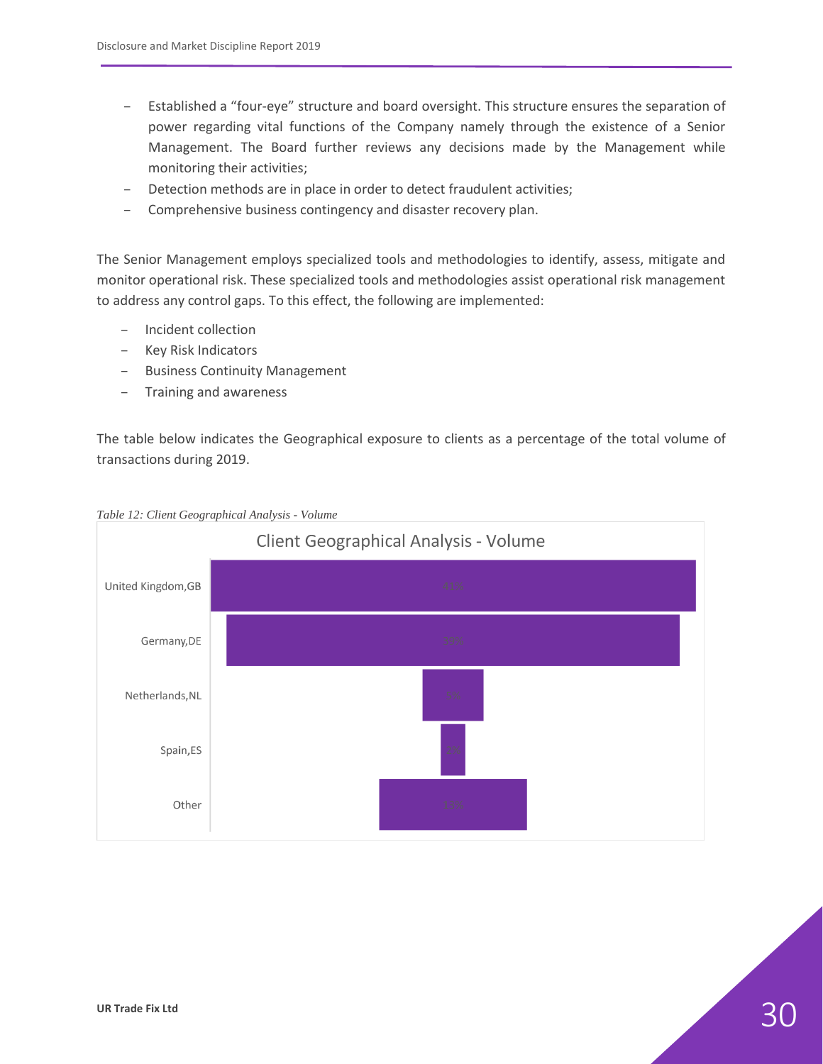- Established a "four-eye" structure and board oversight. This structure ensures the separation of power regarding vital functions of the Company namely through the existence of a Senior Management. The Board further reviews any decisions made by the Management while monitoring their activities;
- Detection methods are in place in order to detect fraudulent activities;
- Comprehensive business contingency and disaster recovery plan.

The Senior Management employs specialized tools and methodologies to identify, assess, mitigate and monitor operational risk. These specialized tools and methodologies assist operational risk management to address any control gaps. To this effect, the following are implemented:

- Incident collection
- Key Risk Indicators
- Business Continuity Management
- Training and awareness

The table below indicates the Geographical exposure to clients as a percentage of the total volume of transactions during 2019.

*Table 12: Client Geographical Analysis - Volume*

**Client Geographical Analysis - Volume**

| Country | Volume |
|---|---|
| United Kingdom,GB | 41% |
| Germany,DE | 39% |
| Netherlands,NL | 5% |
| Spain,ES | 2% |
| Other | 13% |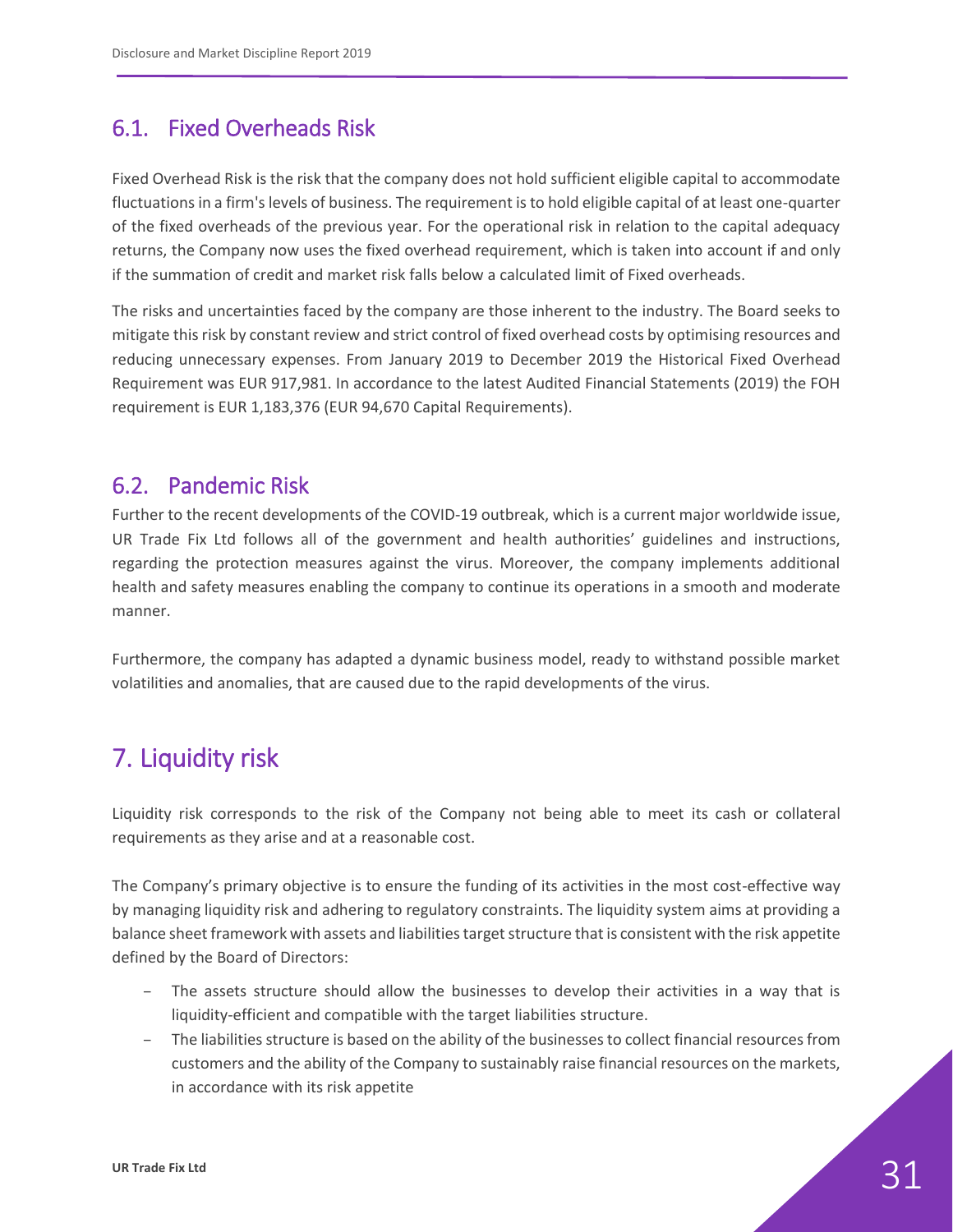## 6.1. Fixed Overheads Risk

Fixed Overhead Risk is the risk that the company does not hold sufficient eligible capital to accommodate fluctuations in a firm's levels of business. The requirement is to hold eligible capital of at least one-quarter of the fixed overheads of the previous year. For the operational risk in relation to the capital adequacy returns, the Company now uses the fixed overhead requirement, which is taken into account if and only if the summation of credit and market risk falls below a calculated limit of Fixed overheads.

The risks and uncertainties faced by the company are those inherent to the industry. The Board seeks to mitigate this risk by constant review and strict control of fixed overhead costs by optimising resources and reducing unnecessary expenses. From January 2019 to December 2019 the Historical Fixed Overhead Requirement was EUR 917,981. In accordance to the latest Audited Financial Statements (2019) the FOH requirement is EUR 1,183,376 (EUR 94,670 Capital Requirements).

## 6.2. Pandemic Risk

Further to the recent developments of the COVID-19 outbreak, which is a current major worldwide issue, UR Trade Fix Ltd follows all of the government and health authorities' guidelines and instructions, regarding the protection measures against the virus. Moreover, the company implements additional health and safety measures enabling the company to continue its operations in a smooth and moderate manner.

Furthermore, the company has adapted a dynamic business model, ready to withstand possible market volatilities and anomalies, that are caused due to the rapid developments of the virus.

# 7. Liquidity risk

Liquidity risk corresponds to the risk of the Company not being able to meet its cash or collateral requirements as they arise and at a reasonable cost.

The Company's primary objective is to ensure the funding of its activities in the most cost-effective way by managing liquidity risk and adhering to regulatory constraints. The liquidity system aims at providing a balance sheet framework with assets and liabilities target structure that is consistent with the risk appetite defined by the Board of Directors:

- The assets structure should allow the businesses to develop their activities in a way that is liquidity-efficient and compatible with the target liabilities structure.
- The liabilities structure is based on the ability of the businesses to collect financial resources from customers and the ability of the Company to sustainably raise financial resources on the markets, in accordance with its risk appetite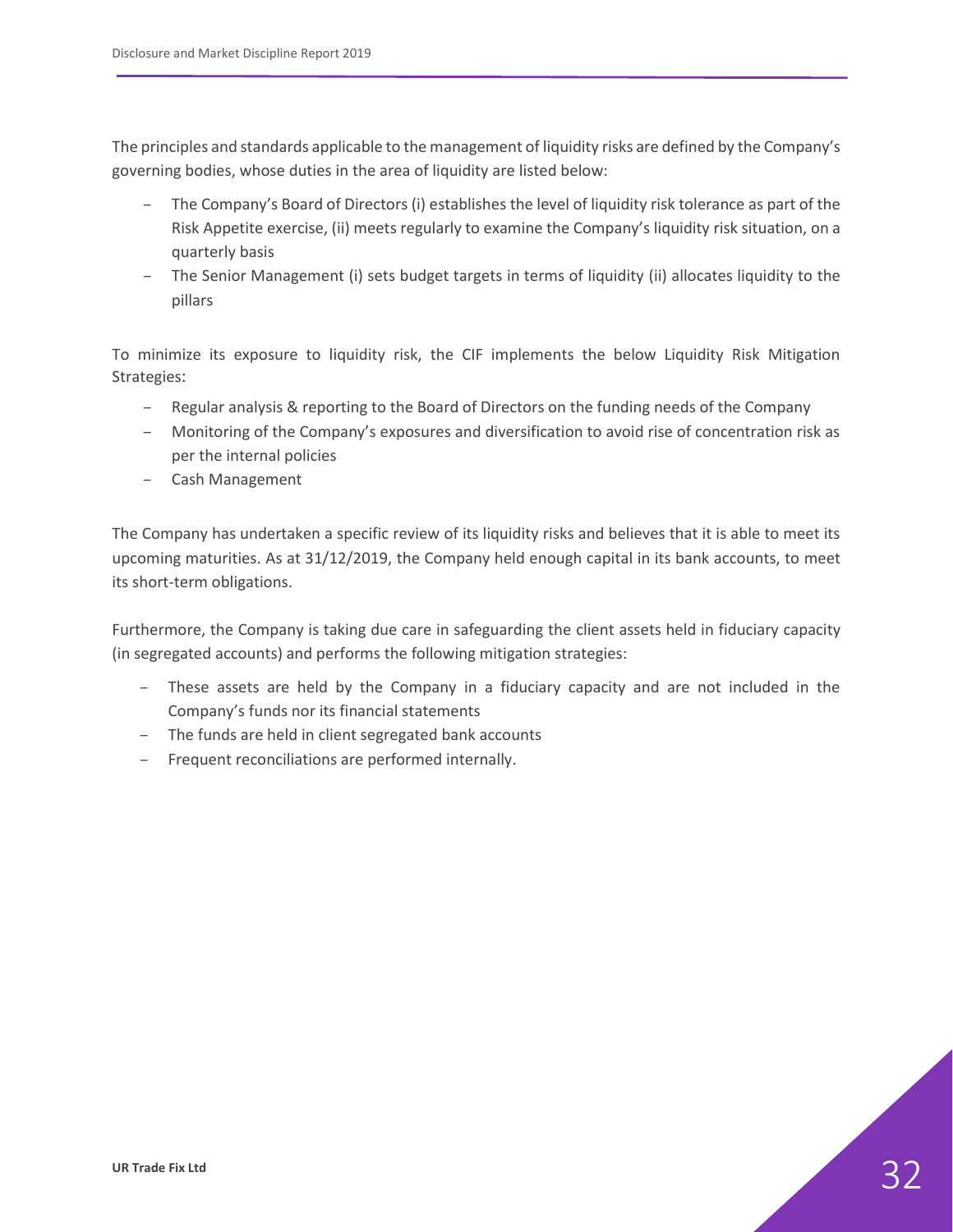The principles and standards applicable to the management of liquidity risks are defined by the Company's governing bodies, whose duties in the area of liquidity are listed below:

- The Company's Board of Directors (i) establishes the level of liquidity risk tolerance as part of the Risk Appetite exercise, (ii) meets regularly to examine the Company's liquidity risk situation, on a quarterly basis
- The Senior Management (i) sets budget targets in terms of liquidity (ii) allocates liquidity to the pillars

To minimize its exposure to liquidity risk, the CIF implements the below Liquidity Risk Mitigation Strategies:

- Regular analysis & reporting to the Board of Directors on the funding needs of the Company
- Monitoring of the Company's exposures and diversification to avoid rise of concentration risk as per the internal policies
- Cash Management

The Company has undertaken a specific review of its liquidity risks and believes that it is able to meet its upcoming maturities. As at 31/12/2019, the Company held enough capital in its bank accounts, to meet its short-term obligations.

Furthermore, the Company is taking due care in safeguarding the client assets held in fiduciary capacity (in segregated accounts) and performs the following mitigation strategies:

- These assets are held by the Company in a fiduciary capacity and are not included in the Company's funds nor its financial statements
- The funds are held in client segregated bank accounts
- Frequent reconciliations are performed internally.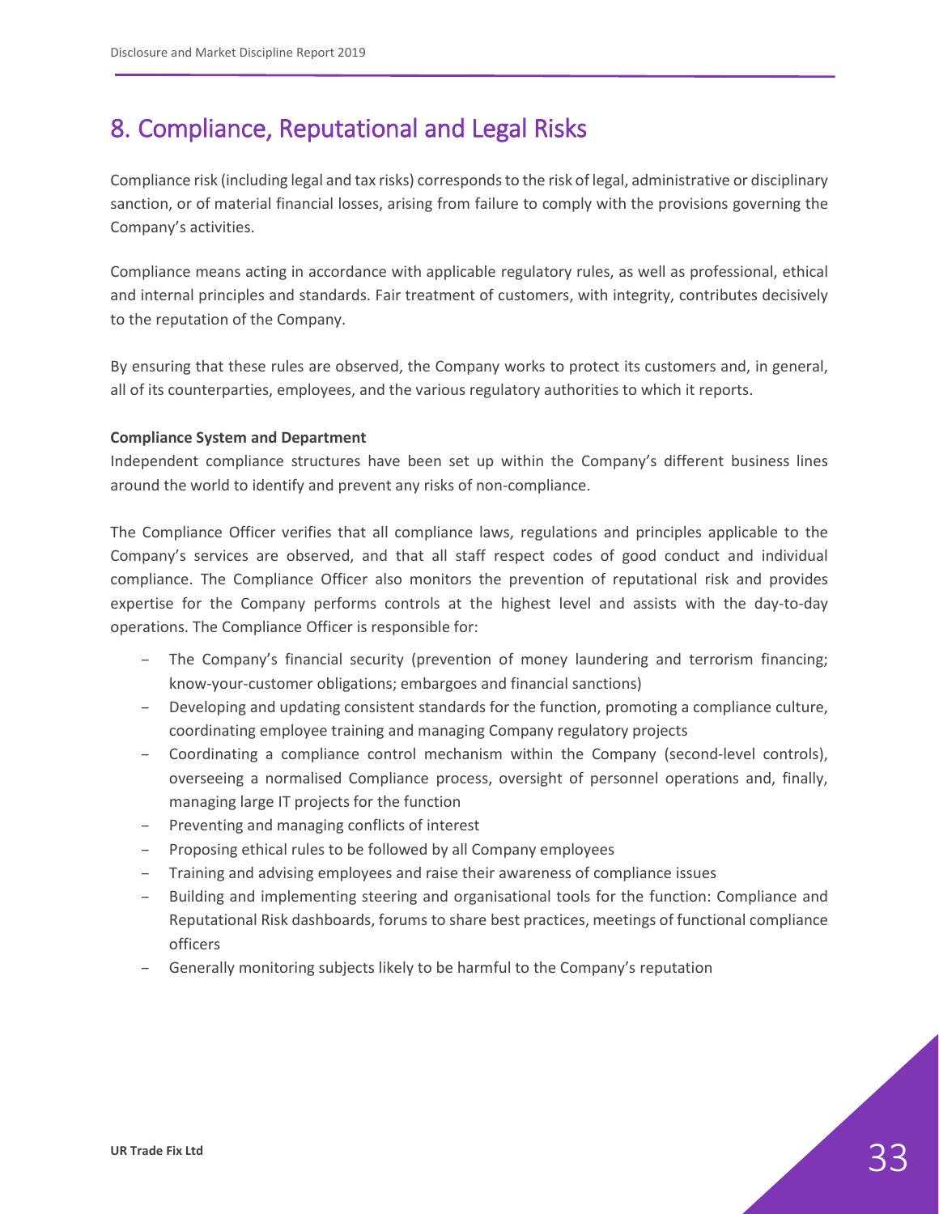# 8. Compliance, Reputational and Legal Risks

Compliance risk (including legal and tax risks) corresponds to the risk of legal, administrative or disciplinary sanction, or of material financial losses, arising from failure to comply with the provisions governing the Company's activities.

Compliance means acting in accordance with applicable regulatory rules, as well as professional, ethical and internal principles and standards. Fair treatment of customers, with integrity, contributes decisively to the reputation of the Company.

By ensuring that these rules are observed, the Company works to protect its customers and, in general, all of its counterparties, employees, and the various regulatory authorities to which it reports.

**Compliance System and Department**

Independent compliance structures have been set up within the Company's different business lines around the world to identify and prevent any risks of non-compliance.

The Compliance Officer verifies that all compliance laws, regulations and principles applicable to the Company's services are observed, and that all staff respect codes of good conduct and individual compliance. The Compliance Officer also monitors the prevention of reputational risk and provides expertise for the Company performs controls at the highest level and assists with the day-to-day operations. The Compliance Officer is responsible for:

- The Company's financial security (prevention of money laundering and terrorism financing; know-your-customer obligations; embargoes and financial sanctions)
- Developing and updating consistent standards for the function, promoting a compliance culture, coordinating employee training and managing Company regulatory projects
- Coordinating a compliance control mechanism within the Company (second-level controls), overseeing a normalised Compliance process, oversight of personnel operations and, finally, managing large IT projects for the function
- Preventing and managing conflicts of interest
- Proposing ethical rules to be followed by all Company employees
- Training and advising employees and raise their awareness of compliance issues
- Building and implementing steering and organisational tools for the function: Compliance and Reputational Risk dashboards, forums to share best practices, meetings of functional compliance officers
- Generally monitoring subjects likely to be harmful to the Company's reputation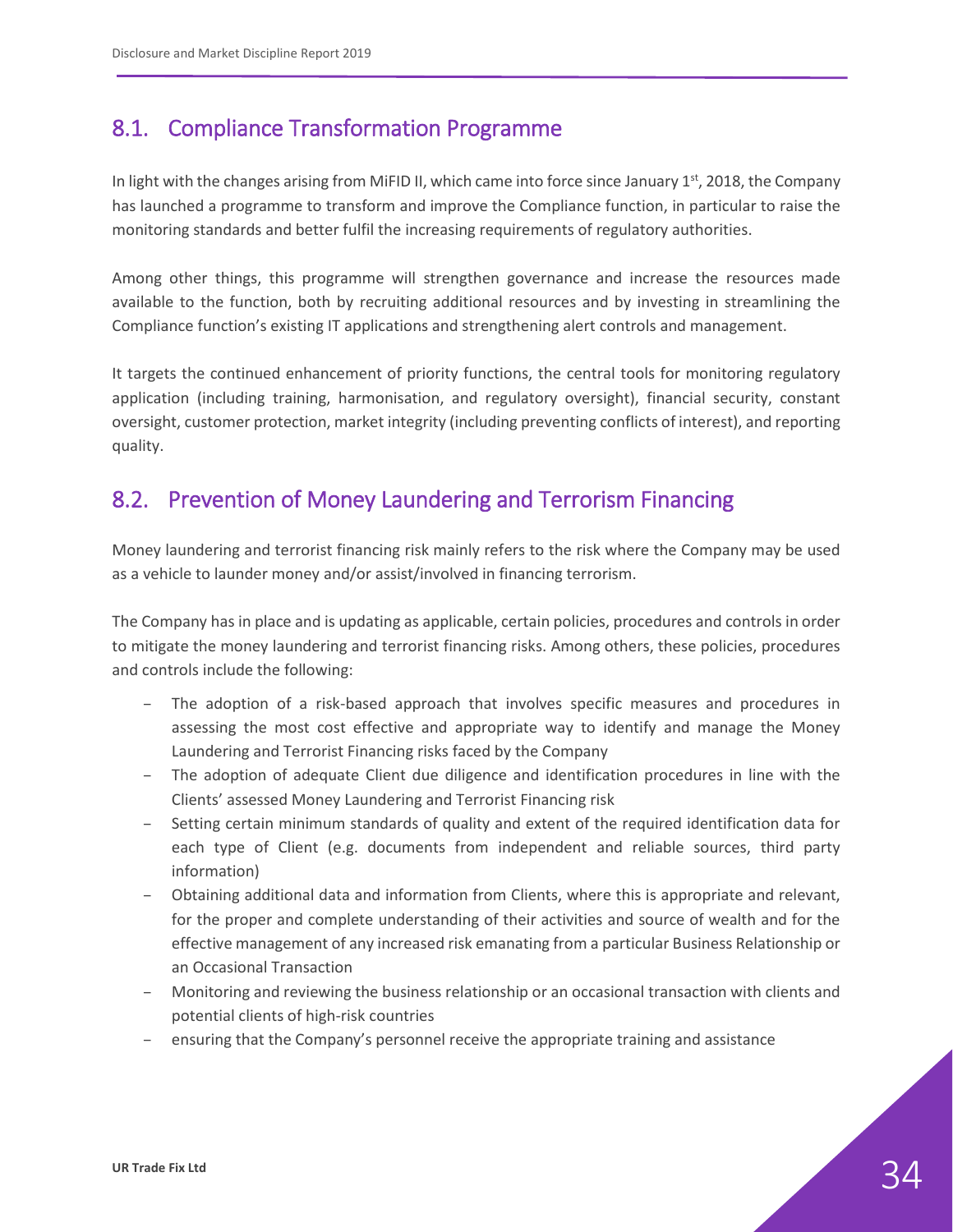## 8.1. Compliance Transformation Programme

In light with the changes arising from MiFID II, which came into force since January 1st, 2018, the Company has launched a programme to transform and improve the Compliance function, in particular to raise the monitoring standards and better fulfil the increasing requirements of regulatory authorities.

Among other things, this programme will strengthen governance and increase the resources made available to the function, both by recruiting additional resources and by investing in streamlining the Compliance function's existing IT applications and strengthening alert controls and management.

It targets the continued enhancement of priority functions, the central tools for monitoring regulatory application (including training, harmonisation, and regulatory oversight), financial security, constant oversight, customer protection, market integrity (including preventing conflicts of interest), and reporting quality.

## 8.2. Prevention of Money Laundering and Terrorism Financing

Money laundering and terrorist financing risk mainly refers to the risk where the Company may be used as a vehicle to launder money and/or assist/involved in financing terrorism.

The Company has in place and is updating as applicable, certain policies, procedures and controls in order to mitigate the money laundering and terrorist financing risks. Among others, these policies, procedures and controls include the following:

- The adoption of a risk-based approach that involves specific measures and procedures in assessing the most cost effective and appropriate way to identify and manage the Money Laundering and Terrorist Financing risks faced by the Company
- The adoption of adequate Client due diligence and identification procedures in line with the Clients' assessed Money Laundering and Terrorist Financing risk
- Setting certain minimum standards of quality and extent of the required identification data for each type of Client (e.g. documents from independent and reliable sources, third party information)
- Obtaining additional data and information from Clients, where this is appropriate and relevant, for the proper and complete understanding of their activities and source of wealth and for the effective management of any increased risk emanating from a particular Business Relationship or an Occasional Transaction
- Monitoring and reviewing the business relationship or an occasional transaction with clients and potential clients of high-risk countries
- ensuring that the Company's personnel receive the appropriate training and assistance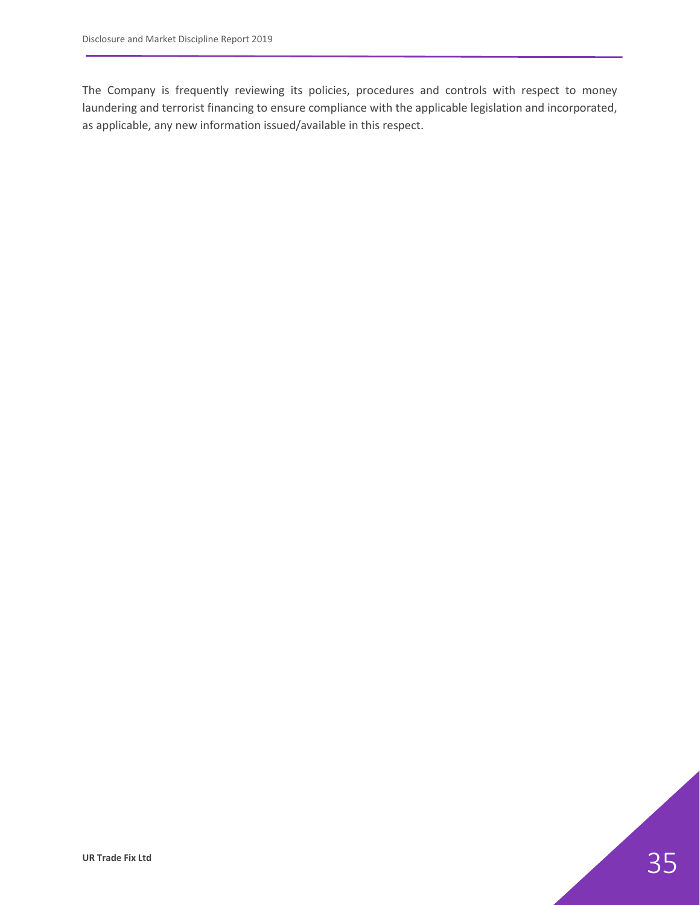The Company is frequently reviewing its policies, procedures and controls with respect to money laundering and terrorist financing to ensure compliance with the applicable legislation and incorporated, as applicable, any new information issued/available in this respect.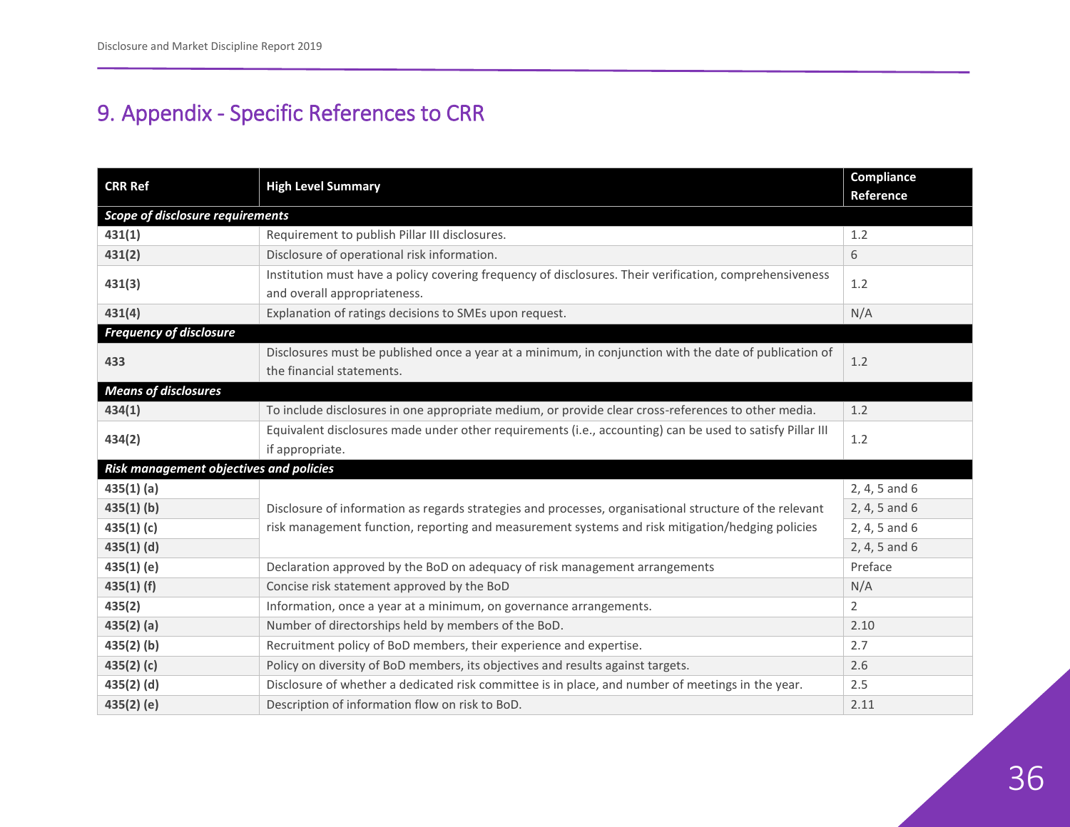# 9. Appendix - Specific References to CRR

| CRR Ref | High Level Summary | Compliance Reference |
|---|---|---|
| ***Scope of disclosure requirements*** | | |
| **431(1)** | Requirement to publish Pillar III disclosures. | 1.2 |
| **431(2)** | Disclosure of operational risk information. | 6 |
| **431(3)** | Institution must have a policy covering frequency of disclosures. Their verification, comprehensiveness and overall appropriateness. | 1.2 |
| **431(4)** | Explanation of ratings decisions to SMEs upon request. | N/A |
| ***Frequency of disclosure*** | | |
| **433** | Disclosures must be published once a year at a minimum, in conjunction with the date of publication of the financial statements. | 1.2 |
| ***Means of disclosures*** | | |
| **434(1)** | To include disclosures in one appropriate medium, or provide clear cross-references to other media. | 1.2 |
| **434(2)** | Equivalent disclosures made under other requirements (i.e., accounting) can be used to satisfy Pillar III if appropriate. | 1.2 |
| ***Risk management objectives and policies*** | | |
| **435(1) (a)** | Disclosure of information as regards strategies and processes, organisational structure of the relevant risk management function, reporting and measurement systems and risk mitigation/hedging policies | 2, 4, 5 and 6 |
| **435(1) (b)** | | 2, 4, 5 and 6 |
| **435(1) (c)** | | 2, 4, 5 and 6 |
| **435(1) (d)** | | 2, 4, 5 and 6 |
| **435(1) (e)** | Declaration approved by the BoD on adequacy of risk management arrangements | Preface |
| **435(1) (f)** | Concise risk statement approved by the BoD | N/A |
| **435(2)** | Information, once a year at a minimum, on governance arrangements. | 2 |
| **435(2) (a)** | Number of directorships held by members of the BoD. | 2.10 |
| **435(2) (b)** | Recruitment policy of BoD members, their experience and expertise. | 2.7 |
| **435(2) (c)** | Policy on diversity of BoD members, its objectives and results against targets. | 2.6 |
| **435(2) (d)** | Disclosure of whether a dedicated risk committee is in place, and number of meetings in the year. | 2.5 |
| **435(2) (e)** | Description of information flow on risk to BoD. | 2.11 |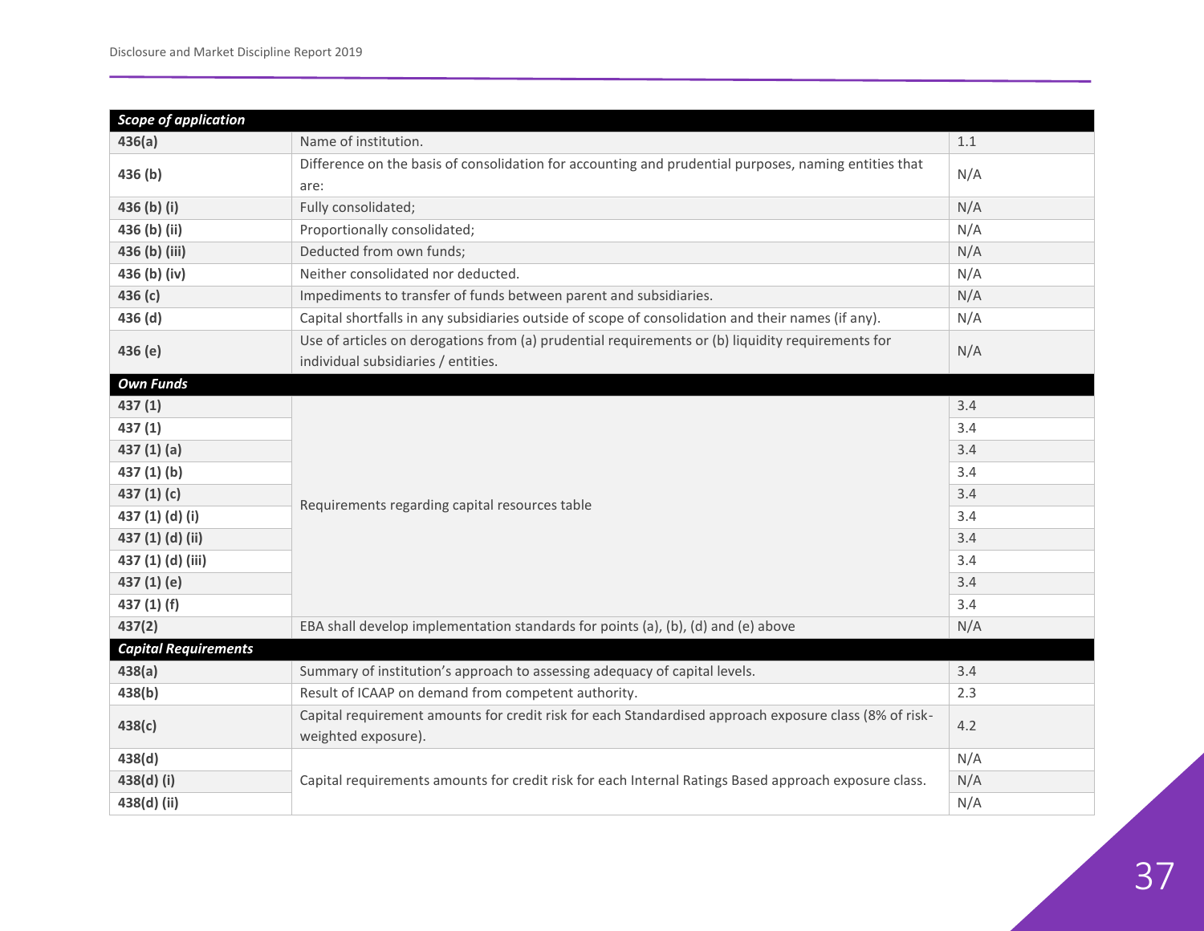| *Scope of application* | | |
|---|---|---|
| **436(a)** | Name of institution. | 1.1 |
| **436 (b)** | Difference on the basis of consolidation for accounting and prudential purposes, naming entities that are: | N/A |
| **436 (b) (i)** | Fully consolidated; | N/A |
| **436 (b) (ii)** | Proportionally consolidated; | N/A |
| **436 (b) (iii)** | Deducted from own funds; | N/A |
| **436 (b) (iv)** | Neither consolidated nor deducted. | N/A |
| **436 (c)** | Impediments to transfer of funds between parent and subsidiaries. | N/A |
| **436 (d)** | Capital shortfalls in any subsidiaries outside of scope of consolidation and their names (if any). | N/A |
| **436 (e)** | Use of articles on derogations from (a) prudential requirements or (b) liquidity requirements for individual subsidiaries / entities. | N/A |
| ***Own Funds*** | | |
| **437 (1)** | Requirements regarding capital resources table | 3.4 |
| **437 (1)** | | 3.4 |
| **437 (1) (a)** | | 3.4 |
| **437 (1) (b)** | | 3.4 |
| **437 (1) (c)** | | 3.4 |
| **437 (1) (d) (i)** | | 3.4 |
| **437 (1) (d) (ii)** | | 3.4 |
| **437 (1) (d) (iii)** | | 3.4 |
| **437 (1) (e)** | | 3.4 |
| **437 (1) (f)** | | 3.4 |
| **437(2)** | EBA shall develop implementation standards for points (a), (b), (d) and (e) above | N/A |
| ***Capital Requirements*** | | |
| **438(a)** | Summary of institution's approach to assessing adequacy of capital levels. | 3.4 |
| **438(b)** | Result of ICAAP on demand from competent authority. | 2.3 |
| **438(c)** | Capital requirement amounts for credit risk for each Standardised approach exposure class (8% of risk-weighted exposure). | 4.2 |
| **438(d)** | Capital requirements amounts for credit risk for each Internal Ratings Based approach exposure class. | N/A |
| **438(d) (i)** | | N/A |
| **438(d) (ii)** | | N/A |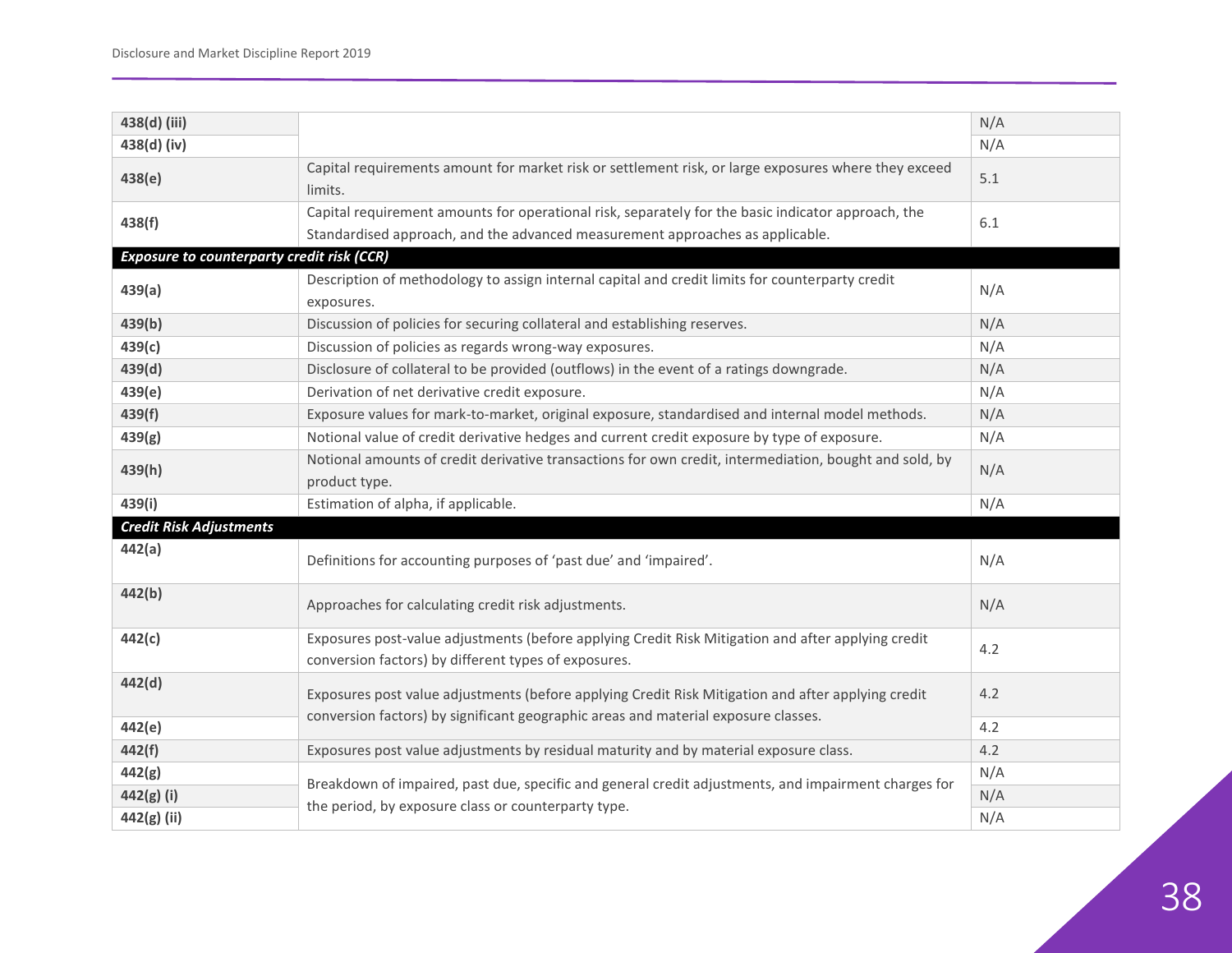| | | |
|---|---|---|
| **438(d) (iii)** | | N/A |
| **438(d) (iv)** | | N/A |
| **438(e)** | Capital requirements amount for market risk or settlement risk, or large exposures where they exceed limits. | 5.1 |
| **438(f)** | Capital requirement amounts for operational risk, separately for the basic indicator approach, the Standardised approach, and the advanced measurement approaches as applicable. | 6.1 |
| ***Exposure to counterparty credit risk (CCR)*** | | |
| **439(a)** | Description of methodology to assign internal capital and credit limits for counterparty credit exposures. | N/A |
| **439(b)** | Discussion of policies for securing collateral and establishing reserves. | N/A |
| **439(c)** | Discussion of policies as regards wrong-way exposures. | N/A |
| **439(d)** | Disclosure of collateral to be provided (outflows) in the event of a ratings downgrade. | N/A |
| **439(e)** | Derivation of net derivative credit exposure. | N/A |
| **439(f)** | Exposure values for mark-to-market, original exposure, standardised and internal model methods. | N/A |
| **439(g)** | Notional value of credit derivative hedges and current credit exposure by type of exposure. | N/A |
| **439(h)** | Notional amounts of credit derivative transactions for own credit, intermediation, bought and sold, by product type. | N/A |
| **439(i)** | Estimation of alpha, if applicable. | N/A |
| ***Credit Risk Adjustments*** | | |
| **442(a)** | Definitions for accounting purposes of 'past due' and 'impaired'. | N/A |
| **442(b)** | Approaches for calculating credit risk adjustments. | N/A |
| **442(c)** | Exposures post-value adjustments (before applying Credit Risk Mitigation and after applying credit conversion factors) by different types of exposures. | 4.2 |
| **442(d)** | Exposures post value adjustments (before applying Credit Risk Mitigation and after applying credit conversion factors) by significant geographic areas and material exposure classes. | 4.2 |
| **442(e)** | | 4.2 |
| **442(f)** | Exposures post value adjustments by residual maturity and by material exposure class. | 4.2 |
| **442(g)** | Breakdown of impaired, past due, specific and general credit adjustments, and impairment charges for the period, by exposure class or counterparty type. | N/A |
| **442(g) (i)** | | N/A |
| **442(g) (ii)** | | N/A |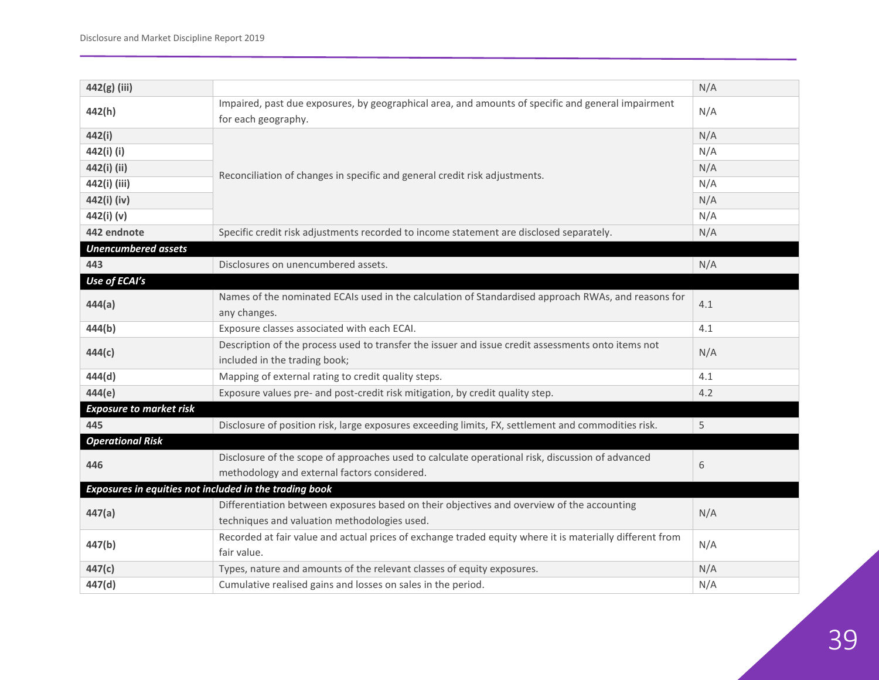| | | |
|---|---|---|
| **442(g) (iii)** | | N/A |
| **442(h)** | Impaired, past due exposures, by geographical area, and amounts of specific and general impairment for each geography. | N/A |
| **442(i)** | Reconciliation of changes in specific and general credit risk adjustments. | N/A |
| **442(i) (i)** | | N/A |
| **442(i) (ii)** | | N/A |
| **442(i) (iii)** | | N/A |
| **442(i) (iv)** | | N/A |
| **442(i) (v)** | | N/A |
| **442 endnote** | Specific credit risk adjustments recorded to income statement are disclosed separately. | N/A |
| ***Unencumbered assets*** | | |
| **443** | Disclosures on unencumbered assets. | N/A |
| ***Use of ECAI's*** | | |
| **444(a)** | Names of the nominated ECAIs used in the calculation of Standardised approach RWAs, and reasons for any changes. | 4.1 |
| **444(b)** | Exposure classes associated with each ECAI. | 4.1 |
| **444(c)** | Description of the process used to transfer the issuer and issue credit assessments onto items not included in the trading book; | N/A |
| **444(d)** | Mapping of external rating to credit quality steps. | 4.1 |
| **444(e)** | Exposure values pre- and post-credit risk mitigation, by credit quality step. | 4.2 |
| ***Exposure to market risk*** | | |
| **445** | Disclosure of position risk, large exposures exceeding limits, FX, settlement and commodities risk. | 5 |
| ***Operational Risk*** | | |
| **446** | Disclosure of the scope of approaches used to calculate operational risk, discussion of advanced methodology and external factors considered. | 6 |
| ***Exposures in equities not included in the trading book*** | | |
| **447(a)** | Differentiation between exposures based on their objectives and overview of the accounting techniques and valuation methodologies used. | N/A |
| **447(b)** | Recorded at fair value and actual prices of exchange traded equity where it is materially different from fair value. | N/A |
| **447(c)** | Types, nature and amounts of the relevant classes of equity exposures. | N/A |
| **447(d)** | Cumulative realised gains and losses on sales in the period. | N/A |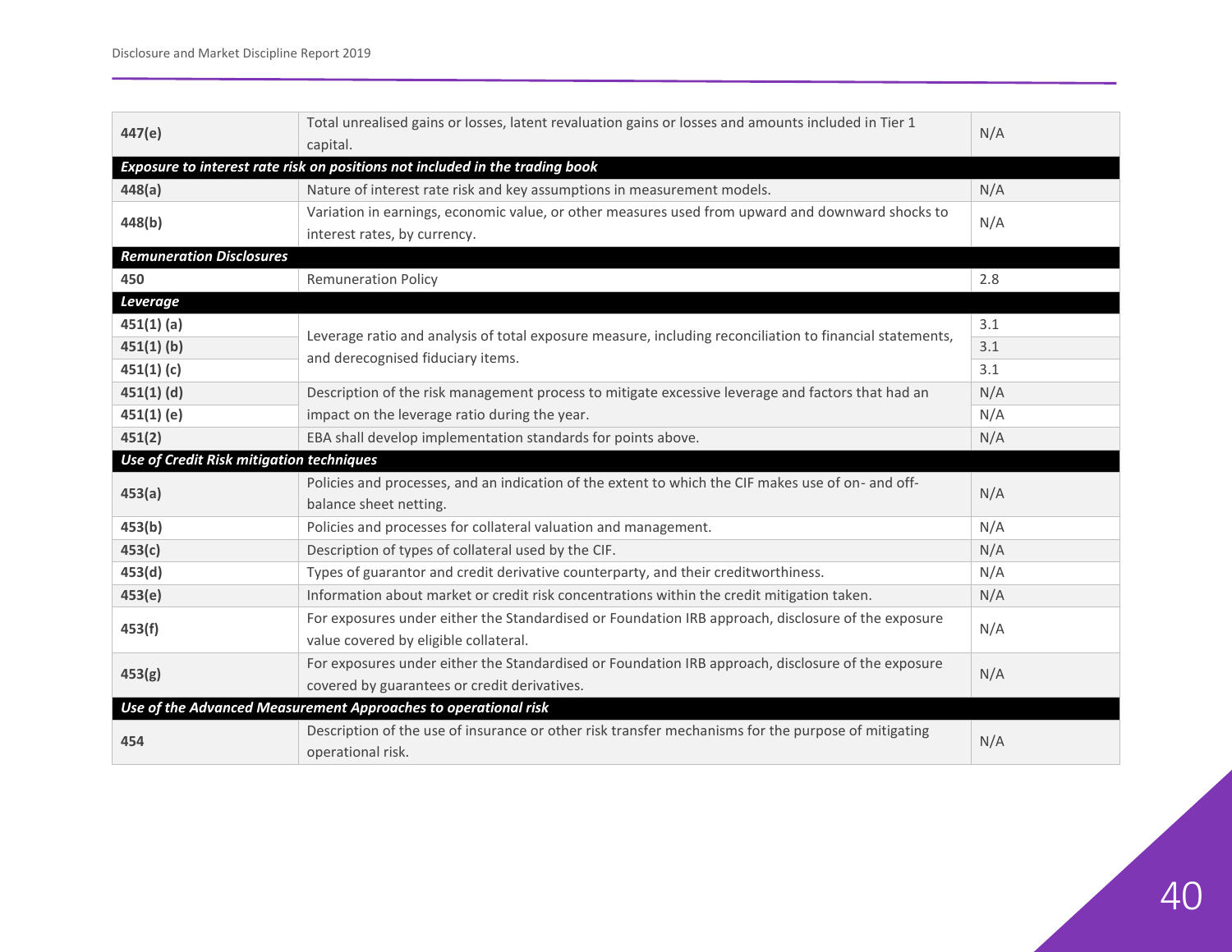| | | |
|---|---|---|
| **447(e)** | Total unrealised gains or losses, latent revaluation gains or losses and amounts included in Tier 1 capital. | N/A |
| ***Exposure to interest rate risk on positions not included in the trading book*** | | |
| **448(a)** | Nature of interest rate risk and key assumptions in measurement models. | N/A |
| **448(b)** | Variation in earnings, economic value, or other measures used from upward and downward shocks to interest rates, by currency. | N/A |
| ***Remuneration Disclosures*** | | |
| **450** | Remuneration Policy | 2.8 |
| ***Leverage*** | | |
| **451(1) (a)** | Leverage ratio and analysis of total exposure measure, including reconciliation to financial statements, and derecognised fiduciary items. | 3.1 |
| **451(1) (b)** | | 3.1 |
| **451(1) (c)** | | 3.1 |
| **451(1) (d)** | Description of the risk management process to mitigate excessive leverage and factors that had an impact on the leverage ratio during the year. | N/A |
| **451(1) (e)** | | N/A |
| **451(2)** | EBA shall develop implementation standards for points above. | N/A |
| ***Use of Credit Risk mitigation techniques*** | | |
| **453(a)** | Policies and processes, and an indication of the extent to which the CIF makes use of on- and off-balance sheet netting. | N/A |
| **453(b)** | Policies and processes for collateral valuation and management. | N/A |
| **453(c)** | Description of types of collateral used by the CIF. | N/A |
| **453(d)** | Types of guarantor and credit derivative counterparty, and their creditworthiness. | N/A |
| **453(e)** | Information about market or credit risk concentrations within the credit mitigation taken. | N/A |
| **453(f)** | For exposures under either the Standardised or Foundation IRB approach, disclosure of the exposure value covered by eligible collateral. | N/A |
| **453(g)** | For exposures under either the Standardised or Foundation IRB approach, disclosure of the exposure covered by guarantees or credit derivatives. | N/A |
| ***Use of the Advanced Measurement Approaches to operational risk*** | | |
| **454** | Description of the use of insurance or other risk transfer mechanisms for the purpose of mitigating operational risk. | N/A |